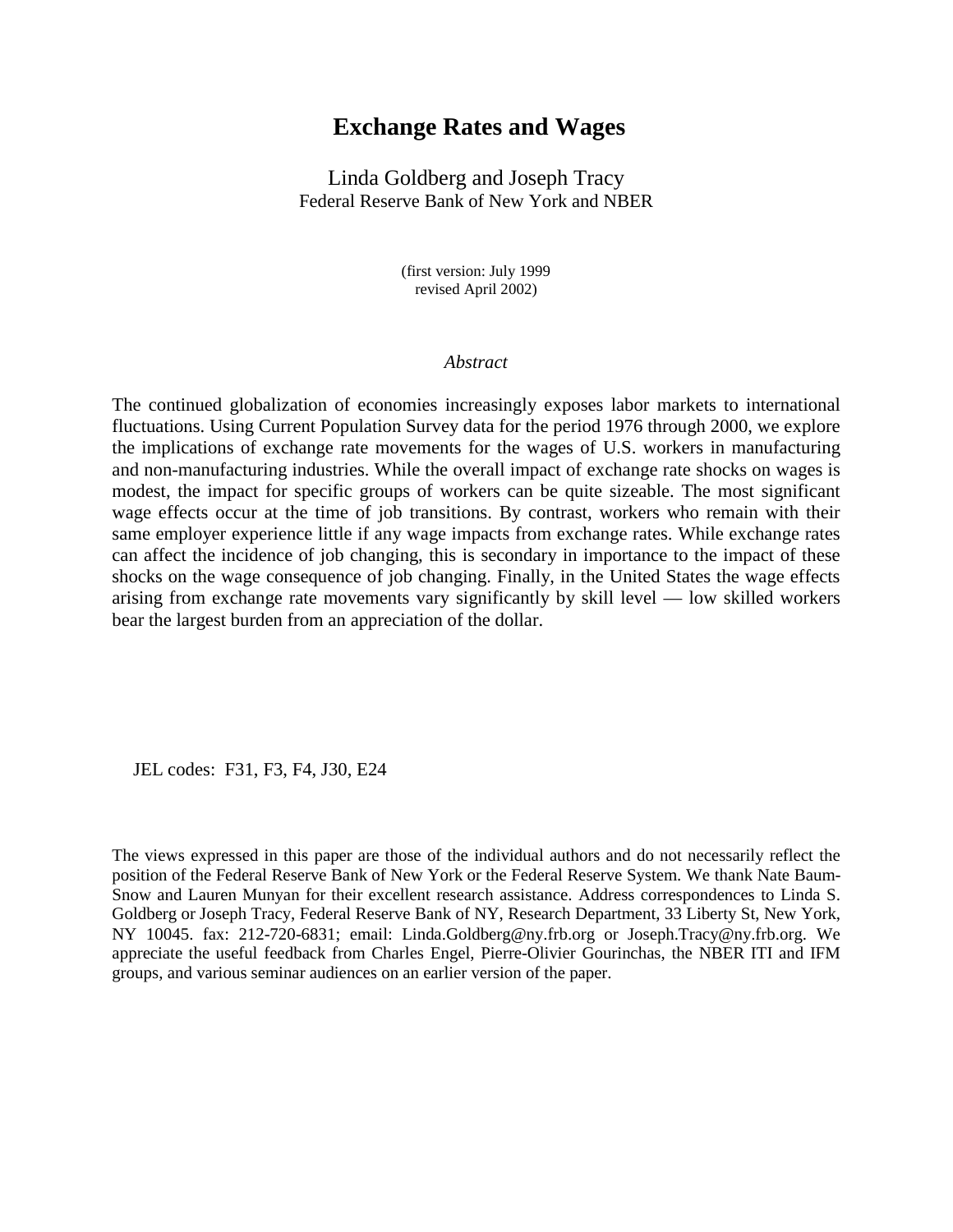# Exchange Rates and Wages

Linda Goldberg and Joseph Tracy
Federal Reserve Bank of New York and NBER

(first version: July 1999
revised April 2002)

*Abstract*

The continued globalization of economies increasingly exposes labor markets to international fluctuations. Using Current Population Survey data for the period 1976 through 2000, we explore the implications of exchange rate movements for the wages of U.S. workers in manufacturing and non-manufacturing industries. While the overall impact of exchange rate shocks on wages is modest, the impact for specific groups of workers can be quite sizeable. The most significant wage effects occur at the time of job transitions. By contrast, workers who remain with their same employer experience little if any wage impacts from exchange rates. While exchange rates can affect the incidence of job changing, this is secondary in importance to the impact of these shocks on the wage consequence of job changing. Finally, in the United States the wage effects arising from exchange rate movements vary significantly by skill level — low skilled workers bear the largest burden from an appreciation of the dollar.

JEL codes: F31, F3, F4, J30, E24

The views expressed in this paper are those of the individual authors and do not necessarily reflect the position of the Federal Reserve Bank of New York or the Federal Reserve System. We thank Nate Baum-Snow and Lauren Munyan for their excellent research assistance. Address correspondences to Linda S. Goldberg or Joseph Tracy, Federal Reserve Bank of NY, Research Department, 33 Liberty St, New York, NY 10045. fax: 212-720-6831; email: Linda.Goldberg@ny.frb.org or Joseph.Tracy@ny.frb.org. We appreciate the useful feedback from Charles Engel, Pierre-Olivier Gourinchas, the NBER ITI and IFM groups, and various seminar audiences on an earlier version of the paper.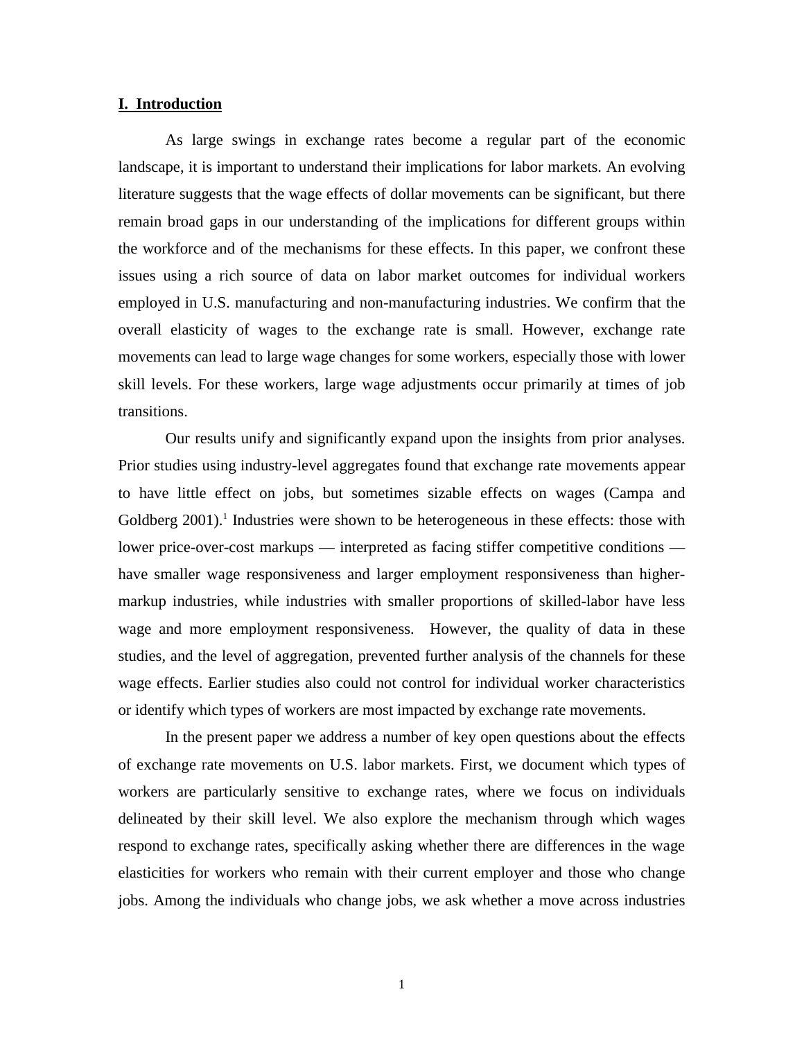## I. Introduction

As large swings in exchange rates become a regular part of the economic landscape, it is important to understand their implications for labor markets. An evolving literature suggests that the wage effects of dollar movements can be significant, but there remain broad gaps in our understanding of the implications for different groups within the workforce and of the mechanisms for these effects. In this paper, we confront these issues using a rich source of data on labor market outcomes for individual workers employed in U.S. manufacturing and non-manufacturing industries. We confirm that the overall elasticity of wages to the exchange rate is small. However, exchange rate movements can lead to large wage changes for some workers, especially those with lower skill levels. For these workers, large wage adjustments occur primarily at times of job transitions.

Our results unify and significantly expand upon the insights from prior analyses. Prior studies using industry-level aggregates found that exchange rate movements appear to have little effect on jobs, but sometimes sizable effects on wages (Campa and Goldberg 2001).[1] Industries were shown to be heterogeneous in these effects: those with lower price-over-cost markups — interpreted as facing stiffer competitive conditions — have smaller wage responsiveness and larger employment responsiveness than higher-markup industries, while industries with smaller proportions of skilled-labor have less wage and more employment responsiveness. However, the quality of data in these studies, and the level of aggregation, prevented further analysis of the channels for these wage effects. Earlier studies also could not control for individual worker characteristics or identify which types of workers are most impacted by exchange rate movements.

In the present paper we address a number of key open questions about the effects of exchange rate movements on U.S. labor markets. First, we document which types of workers are particularly sensitive to exchange rates, where we focus on individuals delineated by their skill level. We also explore the mechanism through which wages respond to exchange rates, specifically asking whether there are differences in the wage elasticities for workers who remain with their current employer and those who change jobs. Among the individuals who change jobs, we ask whether a move across industries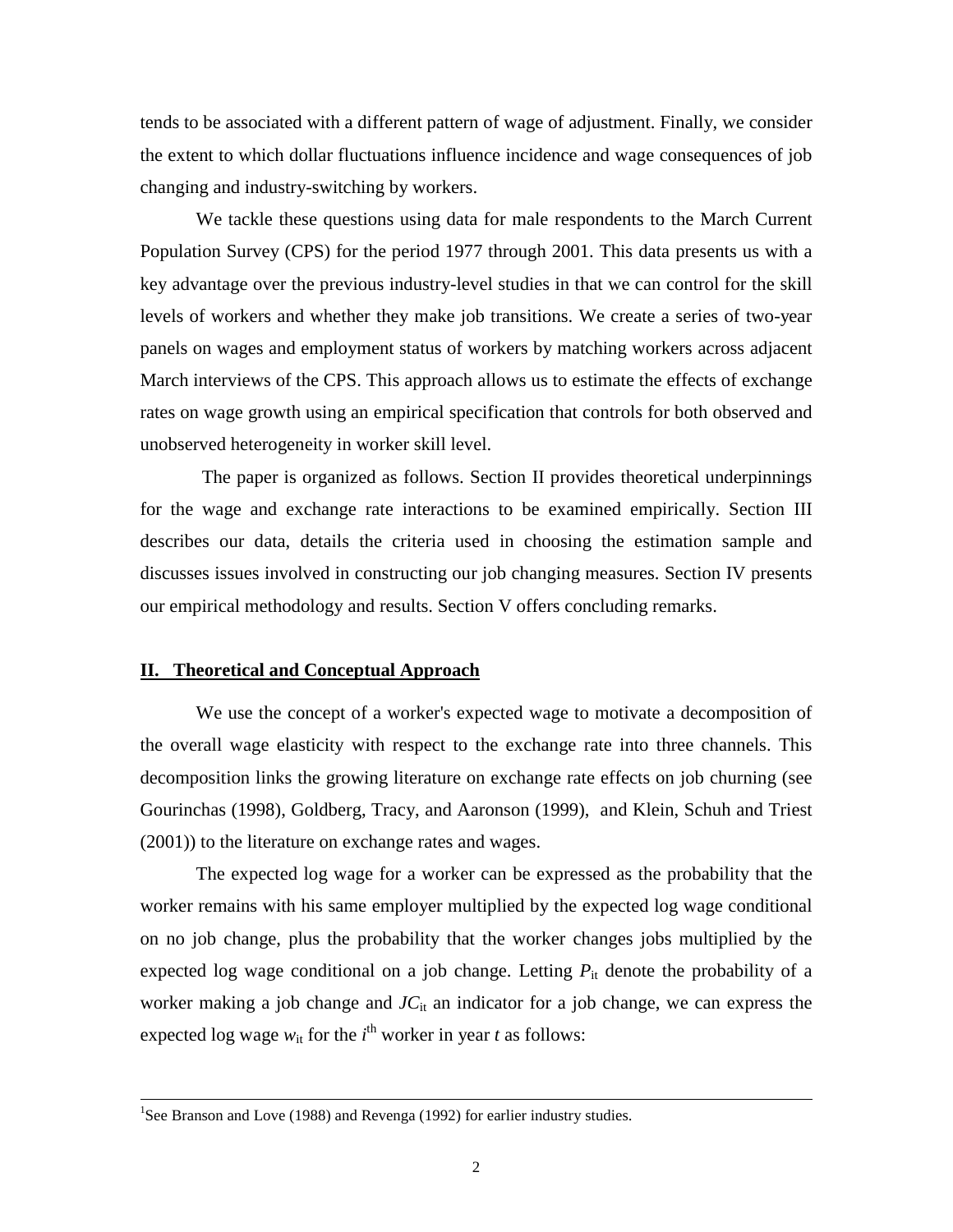tends to be associated with a different pattern of wage of adjustment. Finally, we consider the extent to which dollar fluctuations influence incidence and wage consequences of job changing and industry-switching by workers.

We tackle these questions using data for male respondents to the March Current Population Survey (CPS) for the period 1977 through 2001. This data presents us with a key advantage over the previous industry-level studies in that we can control for the skill levels of workers and whether they make job transitions. We create a series of two-year panels on wages and employment status of workers by matching workers across adjacent March interviews of the CPS. This approach allows us to estimate the effects of exchange rates on wage growth using an empirical specification that controls for both observed and unobserved heterogeneity in worker skill level.

The paper is organized as follows. Section II provides theoretical underpinnings for the wage and exchange rate interactions to be examined empirically. Section III describes our data, details the criteria used in choosing the estimation sample and discusses issues involved in constructing our job changing measures. Section IV presents our empirical methodology and results. Section V offers concluding remarks.

## II. Theoretical and Conceptual Approach

We use the concept of a worker's expected wage to motivate a decomposition of the overall wage elasticity with respect to the exchange rate into three channels. This decomposition links the growing literature on exchange rate effects on job churning (see Gourinchas (1998), Goldberg, Tracy, and Aaronson (1999), and Klein, Schuh and Triest (2001)) to the literature on exchange rates and wages.

The expected log wage for a worker can be expressed as the probability that the worker remains with his same employer multiplied by the expected log wage conditional on no job change, plus the probability that the worker changes jobs multiplied by the expected log wage conditional on a job change. Letting $P_{it}$ denote the probability of a worker making a job change and $JC_{it}$ an indicator for a job change, we can express the expected log wage $w_{it}$ for the $i^{th}$ worker in year $t$ as follows:

---

[1]See Branson and Love (1988) and Revenga (1992) for earlier industry studies.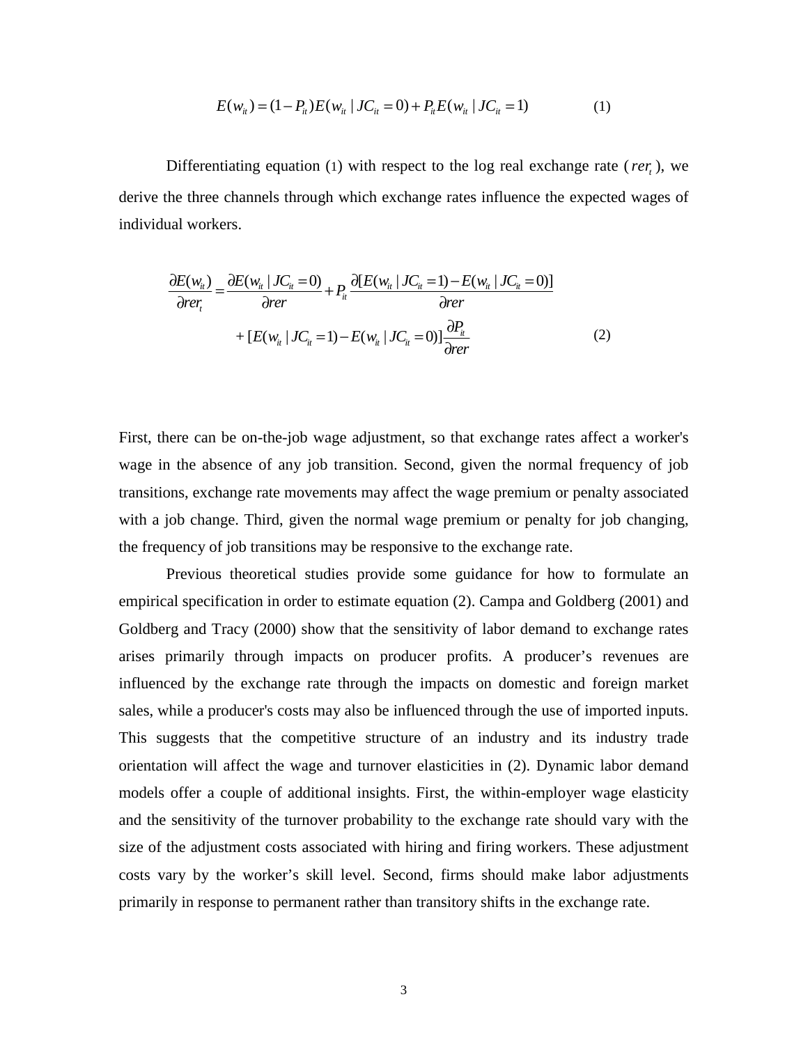$$E(w_{it}) = (1 - P_{it})E(w_{it} \mid JC_{it} = 0) + P_{it}E(w_{it} \mid JC_{it} = 1) \qquad (1)$$

Differentiating equation (1) with respect to the log real exchange rate ($rer_t$), we derive the three channels through which exchange rates influence the expected wages of individual workers.

$$\frac{\partial E(w_{it})}{\partial rer_t} = \frac{\partial E(w_{it} \mid JC_{it} = 0)}{\partial rer} + P_{it}\frac{\partial [E(w_{it} \mid JC_{it} = 1) - E(w_{it} \mid JC_{it} = 0)]}{\partial rer}$$
$$+ [E(w_{it} \mid JC_{it} = 1) - E(w_{it} \mid JC_{it} = 0)]\frac{\partial P_{it}}{\partial rer} \qquad (2)$$

First, there can be on-the-job wage adjustment, so that exchange rates affect a worker's wage in the absence of any job transition. Second, given the normal frequency of job transitions, exchange rate movements may affect the wage premium or penalty associated with a job change. Third, given the normal wage premium or penalty for job changing, the frequency of job transitions may be responsive to the exchange rate.

Previous theoretical studies provide some guidance for how to formulate an empirical specification in order to estimate equation (2). Campa and Goldberg (2001) and Goldberg and Tracy (2000) show that the sensitivity of labor demand to exchange rates arises primarily through impacts on producer profits. A producer's revenues are influenced by the exchange rate through the impacts on domestic and foreign market sales, while a producer's costs may also be influenced through the use of imported inputs. This suggests that the competitive structure of an industry and its industry trade orientation will affect the wage and turnover elasticities in (2). Dynamic labor demand models offer a couple of additional insights. First, the within-employer wage elasticity and the sensitivity of the turnover probability to the exchange rate should vary with the size of the adjustment costs associated with hiring and firing workers. These adjustment costs vary by the worker's skill level. Second, firms should make labor adjustments primarily in response to permanent rather than transitory shifts in the exchange rate.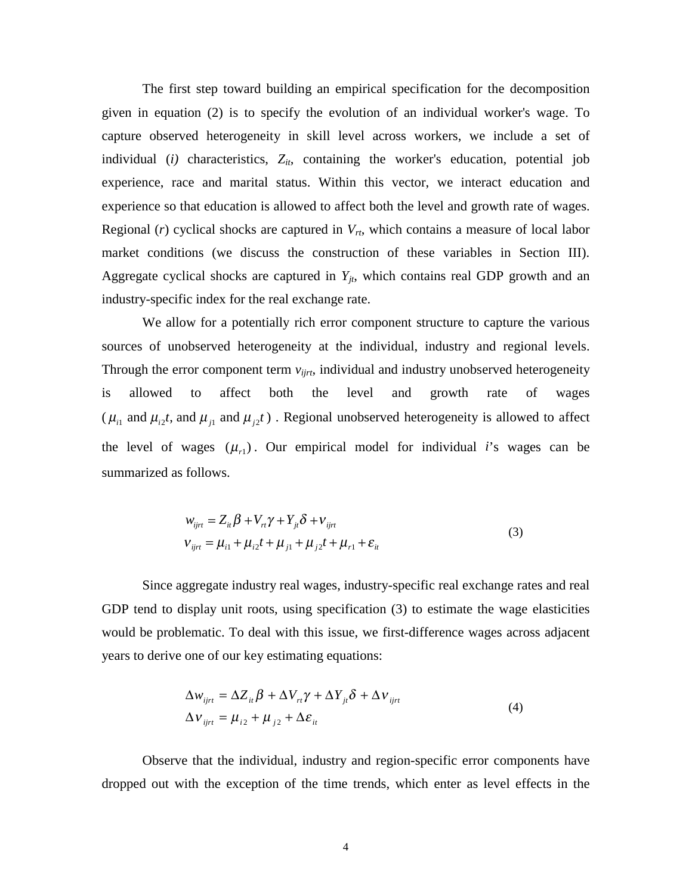The first step toward building an empirical specification for the decomposition given in equation (2) is to specify the evolution of an individual worker's wage. To capture observed heterogeneity in skill level across workers, we include a set of individual (*i)* characteristics, $Z_{it}$, containing the worker's education, potential job experience, race and marital status. Within this vector, we interact education and experience so that education is allowed to affect both the level and growth rate of wages. Regional (*r*) cyclical shocks are captured in $V_{rt}$, which contains a measure of local labor market conditions (we discuss the construction of these variables in Section III). Aggregate cyclical shocks are captured in $Y_{jt}$, which contains real GDP growth and an industry-specific index for the real exchange rate.

We allow for a potentially rich error component structure to capture the various sources of unobserved heterogeneity at the individual, industry and regional levels. Through the error component term $v_{ijrt}$, individual and industry unobserved heterogeneity is allowed to affect both the level and growth rate of wages ($\mu_{i1}$ and $\mu_{i2}t$, and $\mu_{j1}$ and $\mu_{j2}t$). Regional unobserved heterogeneity is allowed to affect the level of wages $(\mu_{r1})$. Our empirical model for individual *i*'s wages can be summarized as follows.

$$
\begin{aligned}
w_{ijrt} &= Z_{it}\beta + V_{rt}\gamma + Y_{jt}\delta + v_{ijrt} \\
v_{ijrt} &= \mu_{i1} + \mu_{i2}t + \mu_{j1} + \mu_{j2}t + \mu_{r1} + \varepsilon_{it}
\end{aligned}
\tag{3}
$$

Since aggregate industry real wages, industry-specific real exchange rates and real GDP tend to display unit roots, using specification (3) to estimate the wage elasticities would be problematic. To deal with this issue, we first-difference wages across adjacent years to derive one of our key estimating equations:

$$
\begin{aligned}
\Delta w_{ijrt} &= \Delta Z_{it}\beta + \Delta V_{rt}\gamma + \Delta Y_{jt}\delta + \Delta v_{ijrt} \\
\Delta v_{ijrt} &= \mu_{i2} + \mu_{j2} + \Delta\varepsilon_{it}
\end{aligned}
\tag{4}
$$

Observe that the individual, industry and region-specific error components have dropped out with the exception of the time trends, which enter as level effects in the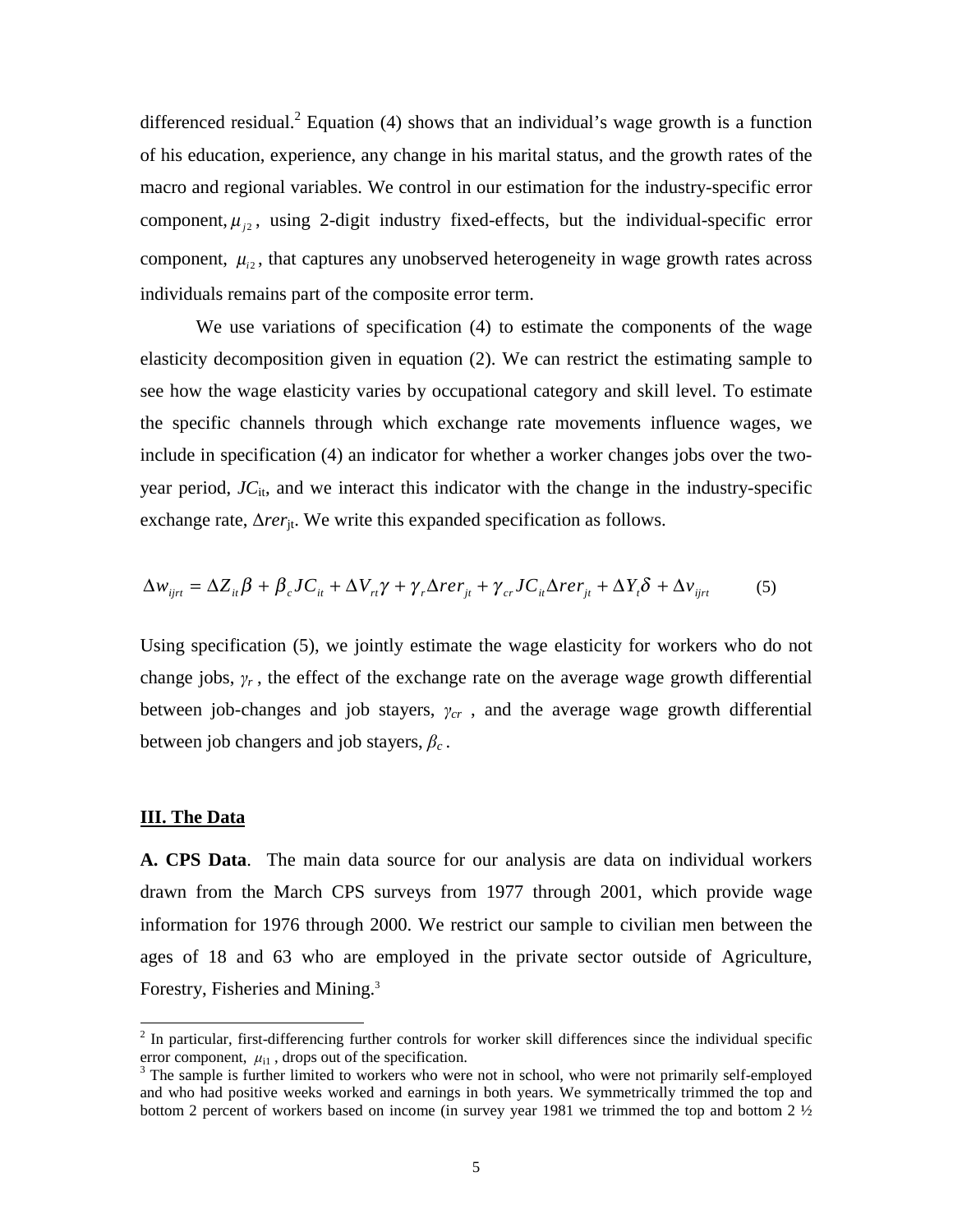differenced residual.[2] Equation (4) shows that an individual's wage growth is a function of his education, experience, any change in his marital status, and the growth rates of the macro and regional variables. We control in our estimation for the industry-specific error component, $\mu_{j2}$, using 2-digit industry fixed-effects, but the individual-specific error component, $\mu_{i2}$, that captures any unobserved heterogeneity in wage growth rates across individuals remains part of the composite error term.

We use variations of specification (4) to estimate the components of the wage elasticity decomposition given in equation (2). We can restrict the estimating sample to see how the wage elasticity varies by occupational category and skill level. To estimate the specific channels through which exchange rate movements influence wages, we include in specification (4) an indicator for whether a worker changes jobs over the two-year period, $JC_{it}$, and we interact this indicator with the change in the industry-specific exchange rate, $\Delta rer_{jt}$. We write this expanded specification as follows.

$$\Delta w_{ijrt} = \Delta Z_{it}\beta + \beta_c JC_{it} + \Delta V_{rt}\gamma + \gamma_r \Delta rer_{jt} + \gamma_{cr} JC_{it}\Delta rer_{jt} + \Delta Y_t \delta + \Delta v_{ijrt} \qquad (5)$$

Using specification (5), we jointly estimate the wage elasticity for workers who do not change jobs, $\gamma_r$, the effect of the exchange rate on the average wage growth differential between job-changes and job stayers, $\gamma_{cr}$, and the average wage growth differential between job changers and job stayers, $\beta_c$.

## III. The Data

**A. CPS Data**. The main data source for our analysis are data on individual workers drawn from the March CPS surveys from 1977 through 2001, which provide wage information for 1976 through 2000. We restrict our sample to civilian men between the ages of 18 and 63 who are employed in the private sector outside of Agriculture, Forestry, Fisheries and Mining.[3]

---

[2] In particular, first-differencing further controls for worker skill differences since the individual specific error component, $\mu_{i1}$, drops out of the specification.

[3] The sample is further limited to workers who were not in school, who were not primarily self-employed and who had positive weeks worked and earnings in both years. We symmetrically trimmed the top and bottom 2 percent of workers based on income (in survey year 1981 we trimmed the top and bottom 2 ½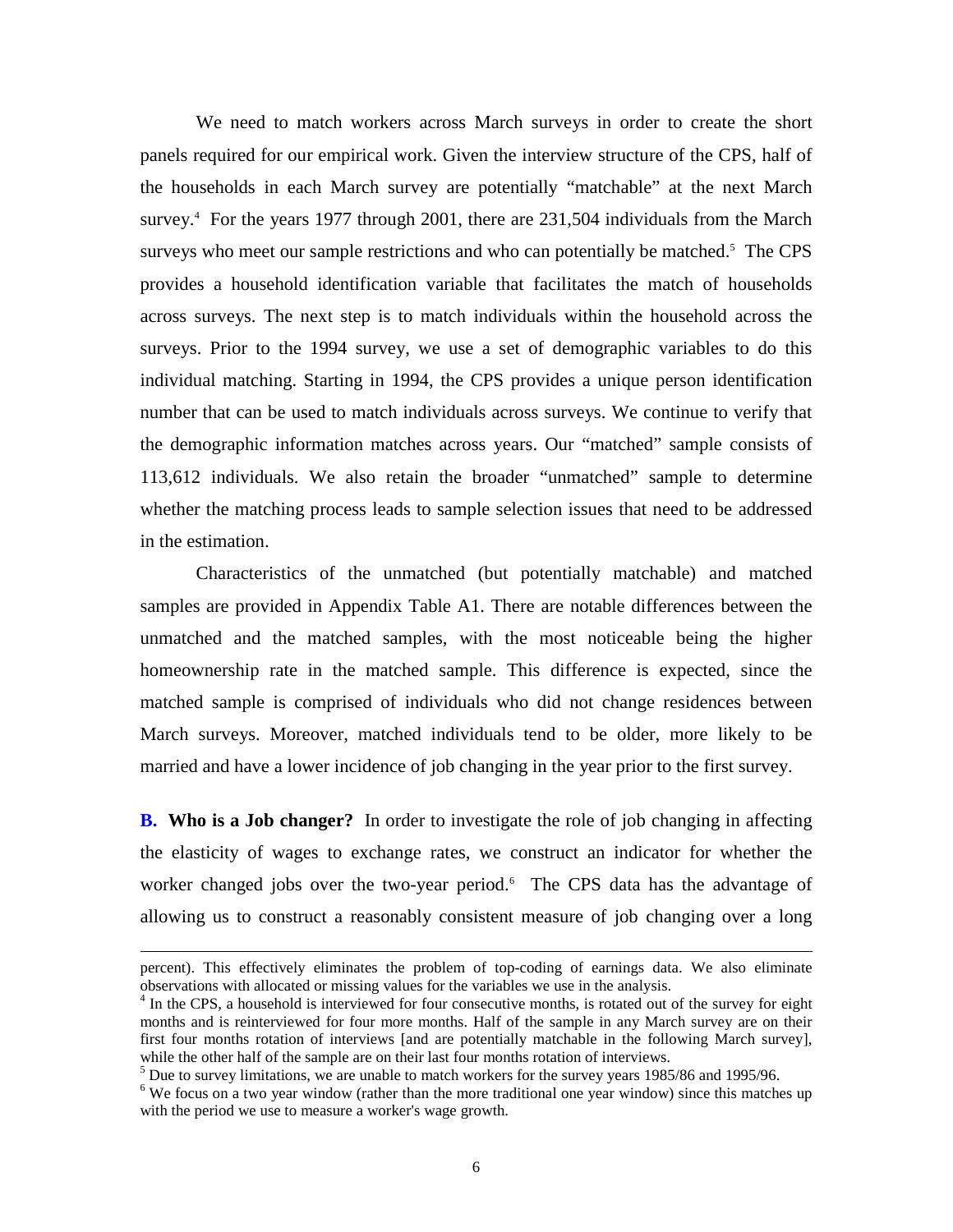We need to match workers across March surveys in order to create the short panels required for our empirical work. Given the interview structure of the CPS, half of the households in each March survey are potentially "matchable" at the next March survey.[4] For the years 1977 through 2001, there are 231,504 individuals from the March surveys who meet our sample restrictions and who can potentially be matched.[5] The CPS provides a household identification variable that facilitates the match of households across surveys. The next step is to match individuals within the household across the surveys. Prior to the 1994 survey, we use a set of demographic variables to do this individual matching. Starting in 1994, the CPS provides a unique person identification number that can be used to match individuals across surveys. We continue to verify that the demographic information matches across years. Our "matched" sample consists of 113,612 individuals. We also retain the broader "unmatched" sample to determine whether the matching process leads to sample selection issues that need to be addressed in the estimation.

Characteristics of the unmatched (but potentially matchable) and matched samples are provided in Appendix Table A1. There are notable differences between the unmatched and the matched samples, with the most noticeable being the higher homeownership rate in the matched sample. This difference is expected, since the matched sample is comprised of individuals who did not change residences between March surveys. Moreover, matched individuals tend to be older, more likely to be married and have a lower incidence of job changing in the year prior to the first survey.

**B. Who is a Job changer?** In order to investigate the role of job changing in affecting the elasticity of wages to exchange rates, we construct an indicator for whether the worker changed jobs over the two-year period.[6] The CPS data has the advantage of allowing us to construct a reasonably consistent measure of job changing over a long

---

percent). This effectively eliminates the problem of top-coding of earnings data. We also eliminate observations with allocated or missing values for the variables we use in the analysis.

[4] In the CPS, a household is interviewed for four consecutive months, is rotated out of the survey for eight months and is reinterviewed for four more months. Half of the sample in any March survey are on their first four months rotation of interviews [and are potentially matchable in the following March survey], while the other half of the sample are on their last four months rotation of interviews.

[5] Due to survey limitations, we are unable to match workers for the survey years 1985/86 and 1995/96.

[6] We focus on a two year window (rather than the more traditional one year window) since this matches up with the period we use to measure a worker's wage growth.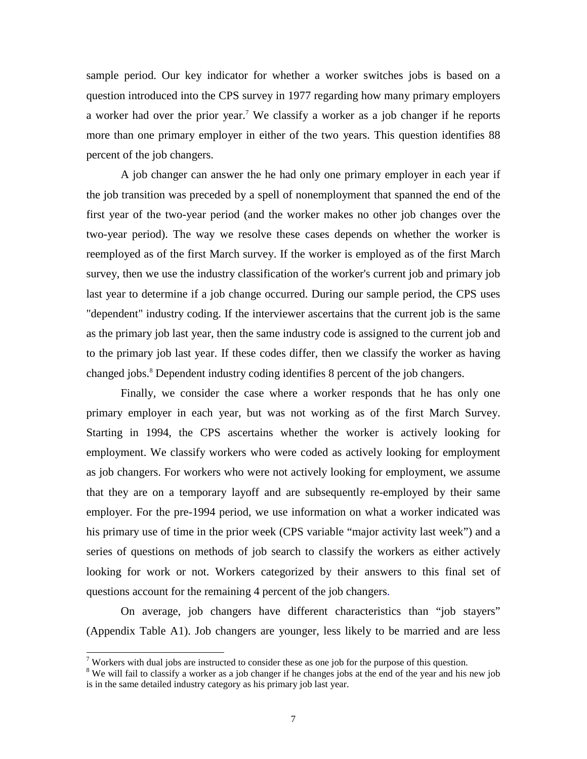sample period. Our key indicator for whether a worker switches jobs is based on a question introduced into the CPS survey in 1977 regarding how many primary employers a worker had over the prior year.[7] We classify a worker as a job changer if he reports more than one primary employer in either of the two years. This question identifies 88 percent of the job changers.

A job changer can answer the he had only one primary employer in each year if the job transition was preceded by a spell of nonemployment that spanned the end of the first year of the two-year period (and the worker makes no other job changes over the two-year period). The way we resolve these cases depends on whether the worker is reemployed as of the first March survey. If the worker is employed as of the first March survey, then we use the industry classification of the worker's current job and primary job last year to determine if a job change occurred. During our sample period, the CPS uses "dependent" industry coding. If the interviewer ascertains that the current job is the same as the primary job last year, then the same industry code is assigned to the current job and to the primary job last year. If these codes differ, then we classify the worker as having changed jobs.[8] Dependent industry coding identifies 8 percent of the job changers.

Finally, we consider the case where a worker responds that he has only one primary employer in each year, but was not working as of the first March Survey. Starting in 1994, the CPS ascertains whether the worker is actively looking for employment. We classify workers who were coded as actively looking for employment as job changers. For workers who were not actively looking for employment, we assume that they are on a temporary layoff and are subsequently re-employed by their same employer. For the pre-1994 period, we use information on what a worker indicated was his primary use of time in the prior week (CPS variable "major activity last week") and a series of questions on methods of job search to classify the workers as either actively looking for work or not. Workers categorized by their answers to this final set of questions account for the remaining 4 percent of the job changers.

On average, job changers have different characteristics than "job stayers" (Appendix Table A1). Job changers are younger, less likely to be married and are less

---

[7] Workers with dual jobs are instructed to consider these as one job for the purpose of this question.

[8] We will fail to classify a worker as a job changer if he changes jobs at the end of the year and his new job is in the same detailed industry category as his primary job last year.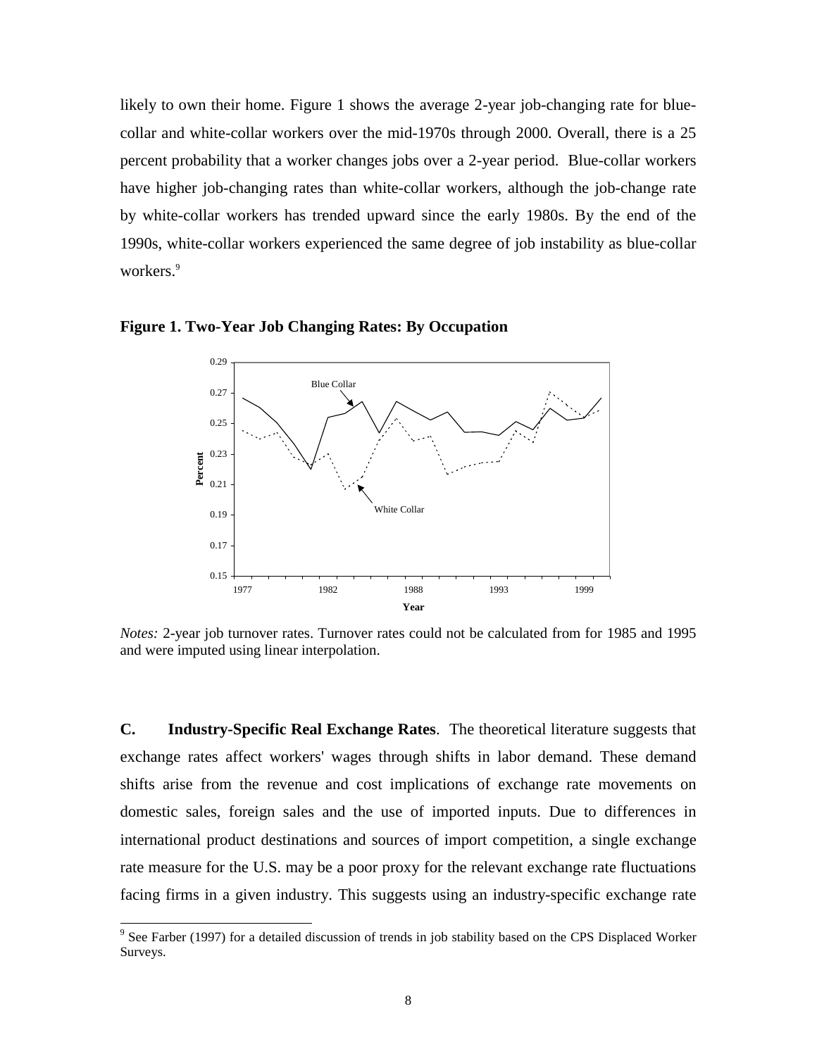likely to own their home. Figure 1 shows the average 2-year job-changing rate for blue-collar and white-collar workers over the mid-1970s through 2000. Overall, there is a 25 percent probability that a worker changes jobs over a 2-year period. Blue-collar workers have higher job-changing rates than white-collar workers, although the job-change rate by white-collar workers has trended upward since the early 1980s. By the end of the 1990s, white-collar workers experienced the same degree of job instability as blue-collar workers.[9]

**Figure 1. Two-Year Job Changing Rates: By Occupation**

*Notes:* 2-year job turnover rates. Turnover rates could not be calculated from for 1985 and 1995 and were imputed using linear interpolation.

**C. Industry-Specific Real Exchange Rates**. The theoretical literature suggests that exchange rates affect workers' wages through shifts in labor demand. These demand shifts arise from the revenue and cost implications of exchange rate movements on domestic sales, foreign sales and the use of imported inputs. Due to differences in international product destinations and sources of import competition, a single exchange rate measure for the U.S. may be a poor proxy for the relevant exchange rate fluctuations facing firms in a given industry. This suggests using an industry-specific exchange rate

[9] See Farber (1997) for a detailed discussion of trends in job stability based on the CPS Displaced Worker Surveys.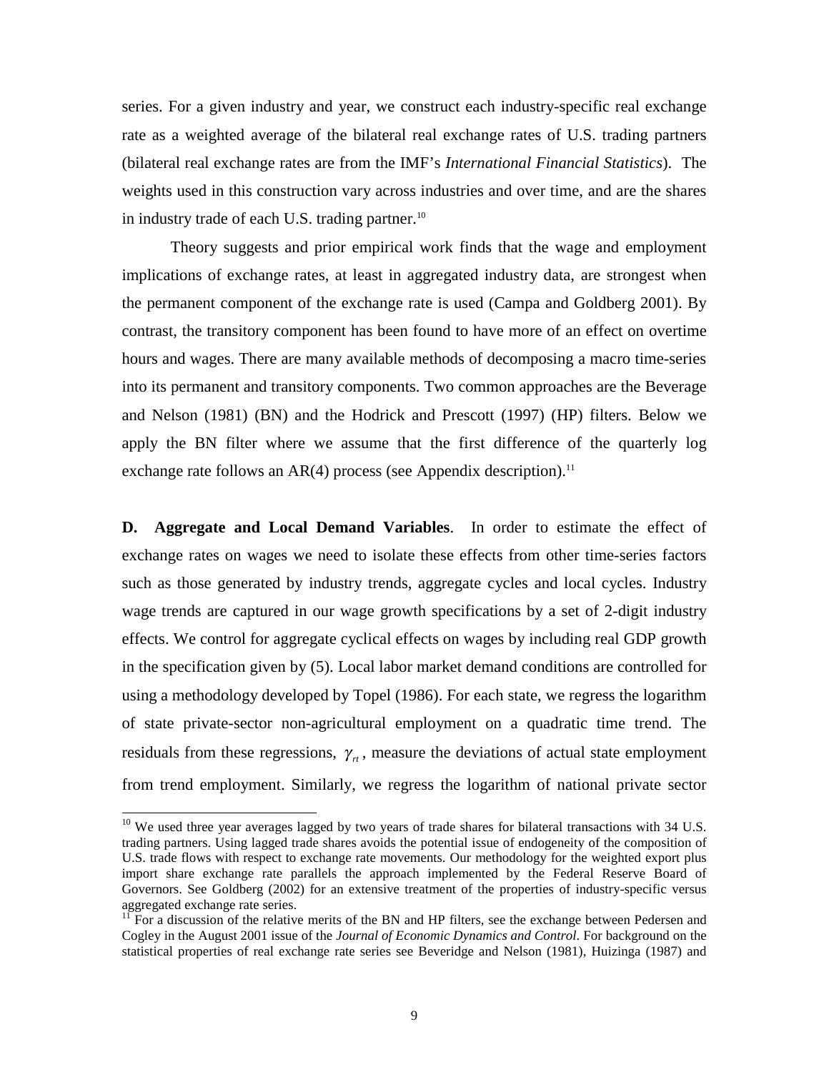series. For a given industry and year, we construct each industry-specific real exchange rate as a weighted average of the bilateral real exchange rates of U.S. trading partners (bilateral real exchange rates are from the IMF's *International Financial Statistics*). The weights used in this construction vary across industries and over time, and are the shares in industry trade of each U.S. trading partner.[10]

Theory suggests and prior empirical work finds that the wage and employment implications of exchange rates, at least in aggregated industry data, are strongest when the permanent component of the exchange rate is used (Campa and Goldberg 2001). By contrast, the transitory component has been found to have more of an effect on overtime hours and wages. There are many available methods of decomposing a macro time-series into its permanent and transitory components. Two common approaches are the Beverage and Nelson (1981) (BN) and the Hodrick and Prescott (1997) (HP) filters. Below we apply the BN filter where we assume that the first difference of the quarterly log exchange rate follows an AR(4) process (see Appendix description).[11]

**D. Aggregate and Local Demand Variables**. In order to estimate the effect of exchange rates on wages we need to isolate these effects from other time-series factors such as those generated by industry trends, aggregate cycles and local cycles. Industry wage trends are captured in our wage growth specifications by a set of 2-digit industry effects. We control for aggregate cyclical effects on wages by including real GDP growth in the specification given by (5). Local labor market demand conditions are controlled for using a methodology developed by Topel (1986). For each state, we regress the logarithm of state private-sector non-agricultural employment on a quadratic time trend. The residuals from these regressions, $\gamma_{rt}$, measure the deviations of actual state employment from trend employment. Similarly, we regress the logarithm of national private sector

[10] We used three year averages lagged by two years of trade shares for bilateral transactions with 34 U.S. trading partners. Using lagged trade shares avoids the potential issue of endogeneity of the composition of U.S. trade flows with respect to exchange rate movements. Our methodology for the weighted export plus import share exchange rate parallels the approach implemented by the Federal Reserve Board of Governors. See Goldberg (2002) for an extensive treatment of the properties of industry-specific versus aggregated exchange rate series.

[11] For a discussion of the relative merits of the BN and HP filters, see the exchange between Pedersen and Cogley in the August 2001 issue of the *Journal of Economic Dynamics and Control*. For background on the statistical properties of real exchange rate series see Beveridge and Nelson (1981), Huizinga (1987) and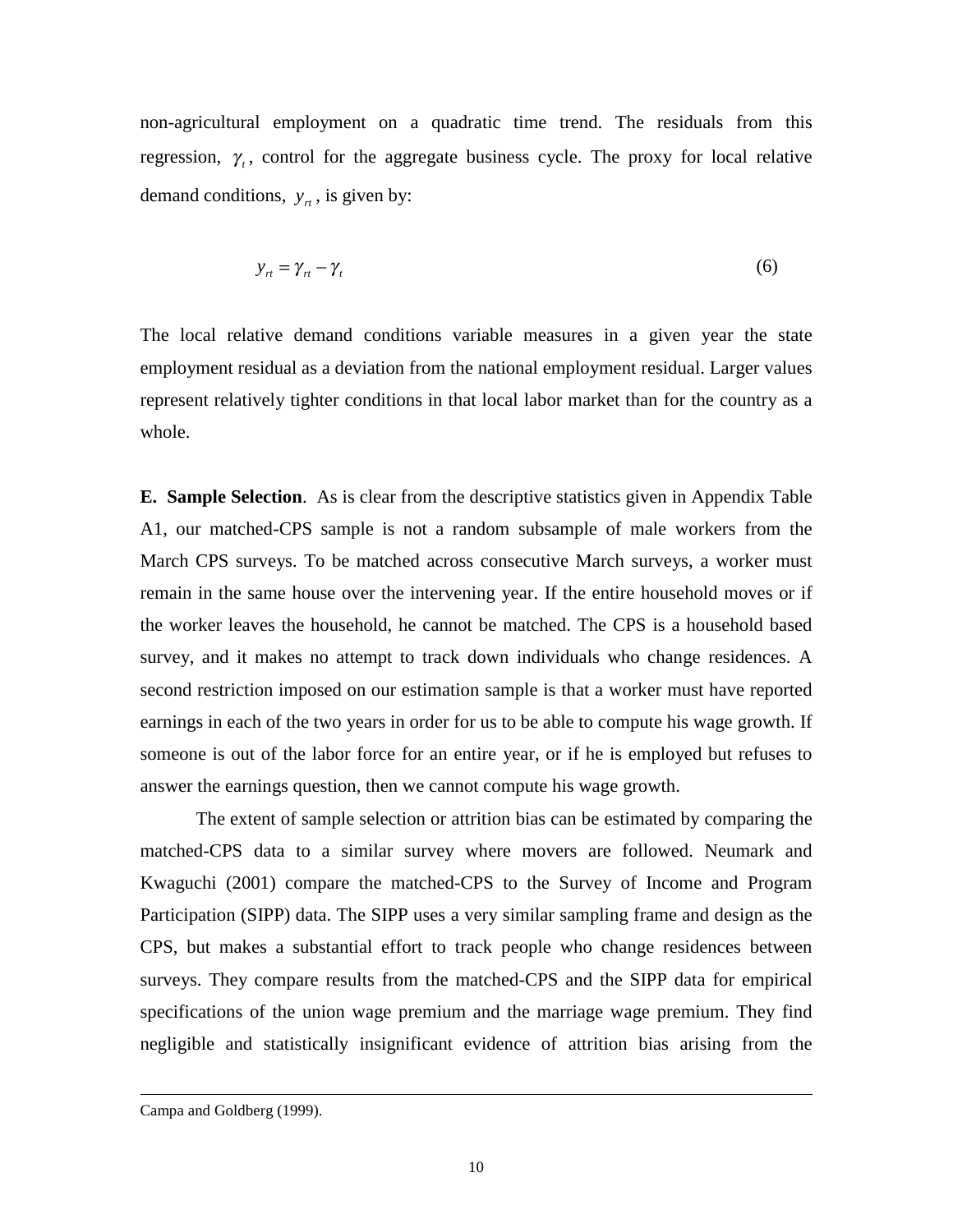non-agricultural employment on a quadratic time trend. The residuals from this regression, $\gamma_t$, control for the aggregate business cycle. The proxy for local relative demand conditions, $y_{rt}$, is given by:

$$y_{rt} = \gamma_{rt} - \gamma_t \tag{6}$$

The local relative demand conditions variable measures in a given year the state employment residual as a deviation from the national employment residual. Larger values represent relatively tighter conditions in that local labor market than for the country as a whole.

**E. Sample Selection**. As is clear from the descriptive statistics given in Appendix Table A1, our matched-CPS sample is not a random subsample of male workers from the March CPS surveys. To be matched across consecutive March surveys, a worker must remain in the same house over the intervening year. If the entire household moves or if the worker leaves the household, he cannot be matched. The CPS is a household based survey, and it makes no attempt to track down individuals who change residences. A second restriction imposed on our estimation sample is that a worker must have reported earnings in each of the two years in order for us to be able to compute his wage growth. If someone is out of the labor force for an entire year, or if he is employed but refuses to answer the earnings question, then we cannot compute his wage growth.

The extent of sample selection or attrition bias can be estimated by comparing the matched-CPS data to a similar survey where movers are followed. Neumark and Kwaguchi (2001) compare the matched-CPS to the Survey of Income and Program Participation (SIPP) data. The SIPP uses a very similar sampling frame and design as the CPS, but makes a substantial effort to track people who change residences between surveys. They compare results from the matched-CPS and the SIPP data for empirical specifications of the union wage premium and the marriage wage premium. They find negligible and statistically insignificant evidence of attrition bias arising from the

---

Campa and Goldberg (1999).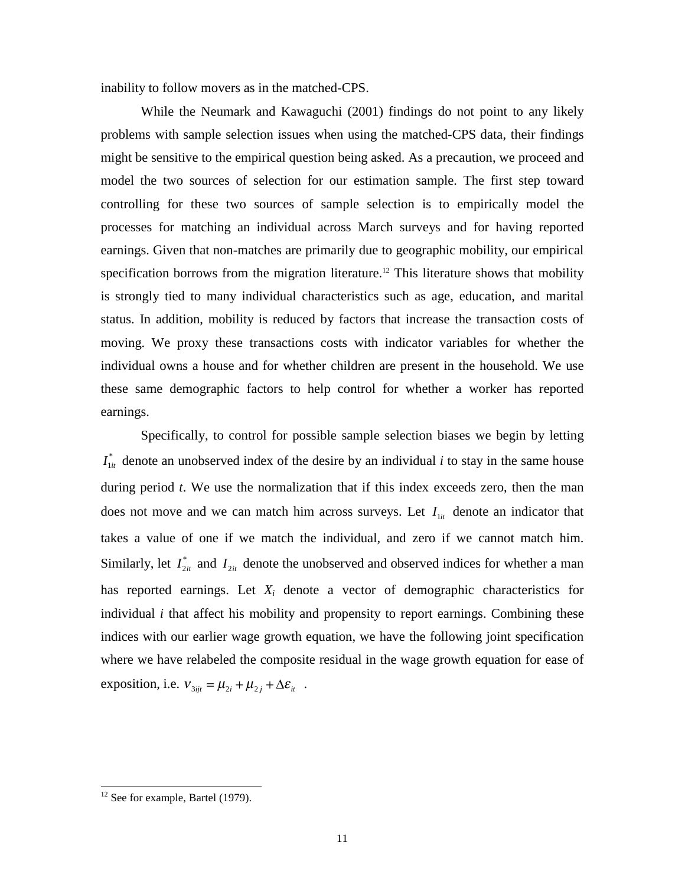inability to follow movers as in the matched-CPS.

While the Neumark and Kawaguchi (2001) findings do not point to any likely problems with sample selection issues when using the matched-CPS data, their findings might be sensitive to the empirical question being asked. As a precaution, we proceed and model the two sources of selection for our estimation sample. The first step toward controlling for these two sources of sample selection is to empirically model the processes for matching an individual across March surveys and for having reported earnings. Given that non-matches are primarily due to geographic mobility, our empirical specification borrows from the migration literature.[12] This literature shows that mobility is strongly tied to many individual characteristics such as age, education, and marital status. In addition, mobility is reduced by factors that increase the transaction costs of moving. We proxy these transactions costs with indicator variables for whether the individual owns a house and for whether children are present in the household. We use these same demographic factors to help control for whether a worker has reported earnings.

Specifically, to control for possible sample selection biases we begin by letting $I_{1it}^{*}$ denote an unobserved index of the desire by an individual *i* to stay in the same house during period *t*. We use the normalization that if this index exceeds zero, then the man does not move and we can match him across surveys. Let $I_{1it}$ denote an indicator that takes a value of one if we match the individual, and zero if we cannot match him. Similarly, let $I_{2it}^{*}$ and $I_{2it}$ denote the unobserved and observed indices for whether a man has reported earnings. Let $X_i$ denote a vector of demographic characteristics for individual *i* that affect his mobility and propensity to report earnings. Combining these indices with our earlier wage growth equation, we have the following joint specification where we have relabeled the composite residual in the wage growth equation for ease of exposition, i.e. $v_{3ijt} = \mu_{2i} + \mu_{2j} + \Delta\varepsilon_{it}$ .

[12] See for example, Bartel (1979).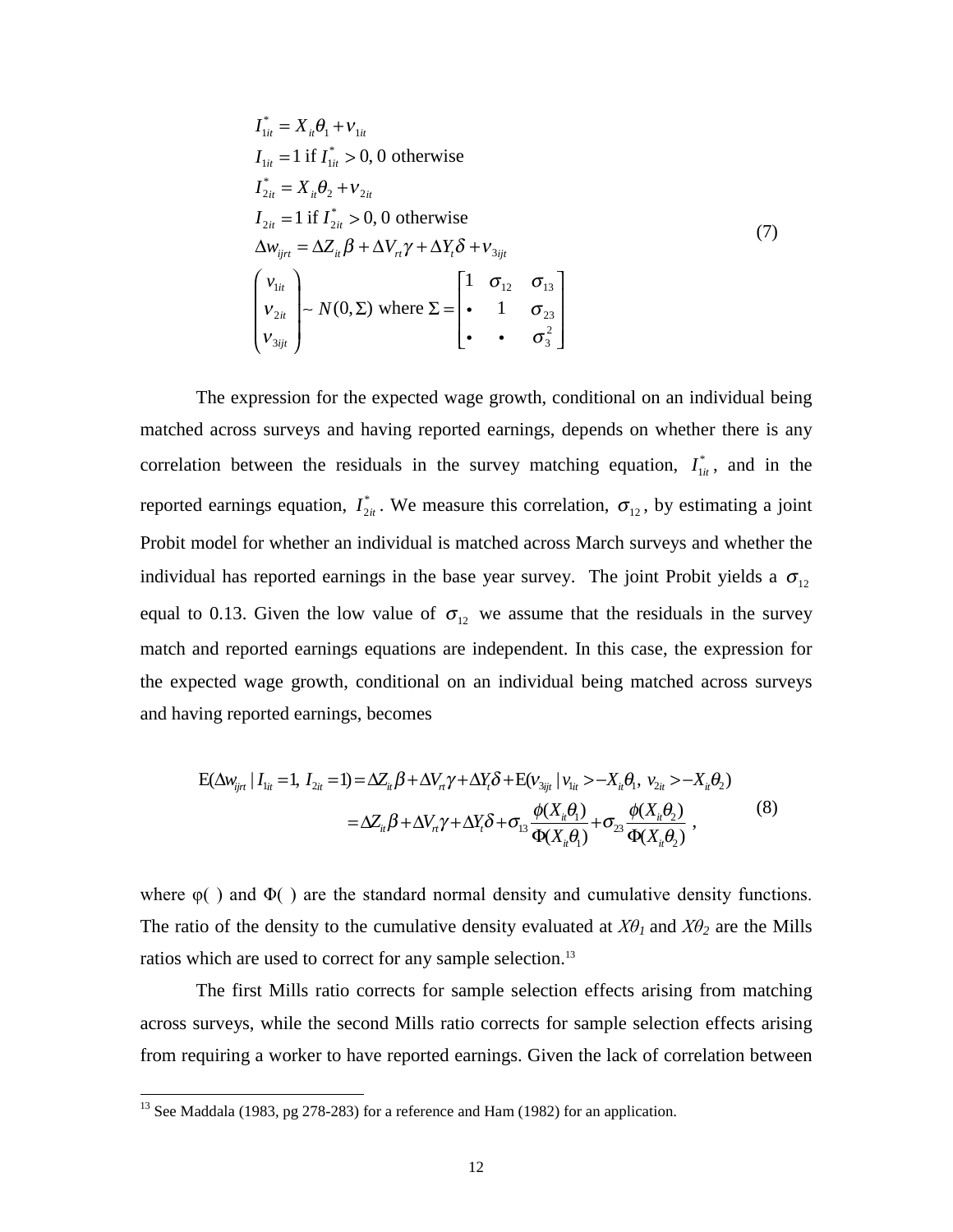$$
\begin{aligned}
& I_{1it}^{*} = X_{it}\theta_1 + \nu_{1it} \\
& I_{1it} = 1 \text{ if } I_{1it}^{*} > 0, \text{ 0 otherwise} \\
& I_{2it}^{*} = X_{it}\theta_2 + \nu_{2it} \\
& I_{2it} = 1 \text{ if } I_{2it}^{*} > 0, \text{ 0 otherwise} \\
& \Delta w_{ijrt} = \Delta Z_{it}\beta + \Delta V_{rt}\gamma + \Delta Y_t \delta + \nu_{3ijt} \\
& \begin{pmatrix} \nu_{1it} \\ \nu_{2it} \\ \nu_{3ijt} \end{pmatrix} \sim N(0, \Sigma) \text{ where } \Sigma = \begin{bmatrix} 1 & \sigma_{12} & \sigma_{13} \\ \bullet & 1 & \sigma_{23} \\ \bullet & \bullet & \sigma_3^2 \end{bmatrix}
\end{aligned}
\tag{7}
$$

The expression for the expected wage growth, conditional on an individual being matched across surveys and having reported earnings, depends on whether there is any correlation between the residuals in the survey matching equation, $I_{1it}^{*}$, and in the reported earnings equation, $I_{2it}^{*}$. We measure this correlation, $\sigma_{12}$, by estimating a joint Probit model for whether an individual is matched across March surveys and whether the individual has reported earnings in the base year survey. The joint Probit yields a $\sigma_{12}$ equal to 0.13. Given the low value of $\sigma_{12}$ we assume that the residuals in the survey match and reported earnings equations are independent. In this case, the expression for the expected wage growth, conditional on an individual being matched across surveys and having reported earnings, becomes

$$
\begin{aligned}
\mathrm{E}(\Delta w_{ijrt} \mid I_{1it} = 1,\ I_{2it} = 1) &= \Delta Z_{it}\beta + \Delta V_{rt}\gamma + \Delta Y_t\delta + \mathrm{E}(\nu_{3ijt} \mid \nu_{1it} > -X_{it}\theta_1,\ \nu_{2it} > -X_{it}\theta_2) \\
&= \Delta Z_{it}\beta + \Delta V_{rt}\gamma + \Delta Y_t\delta + \sigma_{13}\frac{\phi(X_{it}\theta_1)}{\Phi(X_{it}\theta_1)} + \sigma_{23}\frac{\phi(X_{it}\theta_2)}{\Phi(X_{it}\theta_2)}\ ,
\end{aligned}
\tag{8}
$$

where $\varphi(\ )$ and $\Phi(\ )$ are the standard normal density and cumulative density functions. The ratio of the density to the cumulative density evaluated at $X\theta_1$ and $X\theta_2$ are the Mills ratios which are used to correct for any sample selection.[13]

The first Mills ratio corrects for sample selection effects arising from matching across surveys, while the second Mills ratio corrects for sample selection effects arising from requiring a worker to have reported earnings. Given the lack of correlation between

---

[13] See Maddala (1983, pg 278-283) for a reference and Ham (1982) for an application.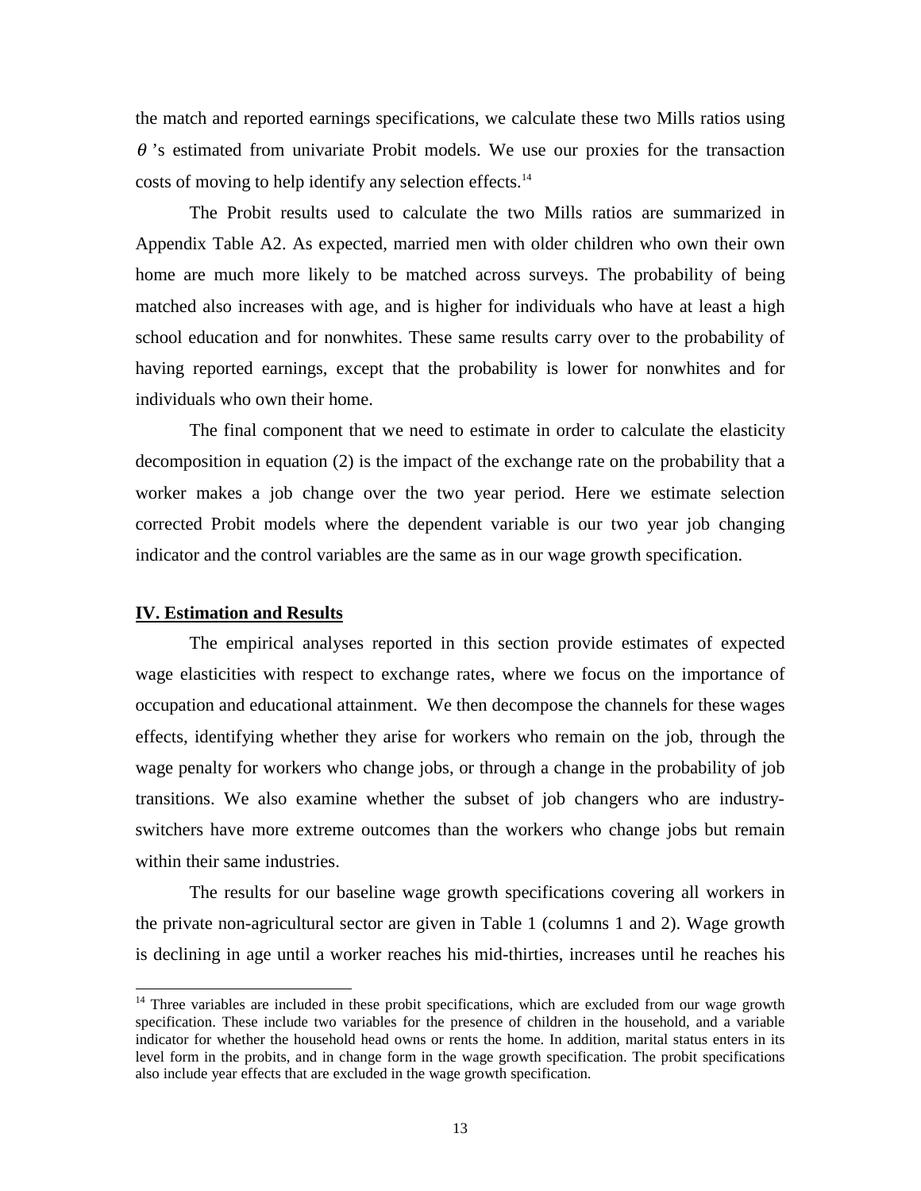the match and reported earnings specifications, we calculate these two Mills ratios using $\theta$'s estimated from univariate Probit models. We use our proxies for the transaction costs of moving to help identify any selection effects.[14]

The Probit results used to calculate the two Mills ratios are summarized in Appendix Table A2. As expected, married men with older children who own their own home are much more likely to be matched across surveys. The probability of being matched also increases with age, and is higher for individuals who have at least a high school education and for nonwhites. These same results carry over to the probability of having reported earnings, except that the probability is lower for nonwhites and for individuals who own their home.

The final component that we need to estimate in order to calculate the elasticity decomposition in equation (2) is the impact of the exchange rate on the probability that a worker makes a job change over the two year period. Here we estimate selection corrected Probit models where the dependent variable is our two year job changing indicator and the control variables are the same as in our wage growth specification.

## IV. Estimation and Results

The empirical analyses reported in this section provide estimates of expected wage elasticities with respect to exchange rates, where we focus on the importance of occupation and educational attainment. We then decompose the channels for these wages effects, identifying whether they arise for workers who remain on the job, through the wage penalty for workers who change jobs, or through a change in the probability of job transitions. We also examine whether the subset of job changers who are industry-switchers have more extreme outcomes than the workers who change jobs but remain within their same industries.

The results for our baseline wage growth specifications covering all workers in the private non-agricultural sector are given in Table 1 (columns 1 and 2). Wage growth is declining in age until a worker reaches his mid-thirties, increases until he reaches his

[14] Three variables are included in these probit specifications, which are excluded from our wage growth specification. These include two variables for the presence of children in the household, and a variable indicator for whether the household head owns or rents the home. In addition, marital status enters in its level form in the probits, and in change form in the wage growth specification. The probit specifications also include year effects that are excluded in the wage growth specification.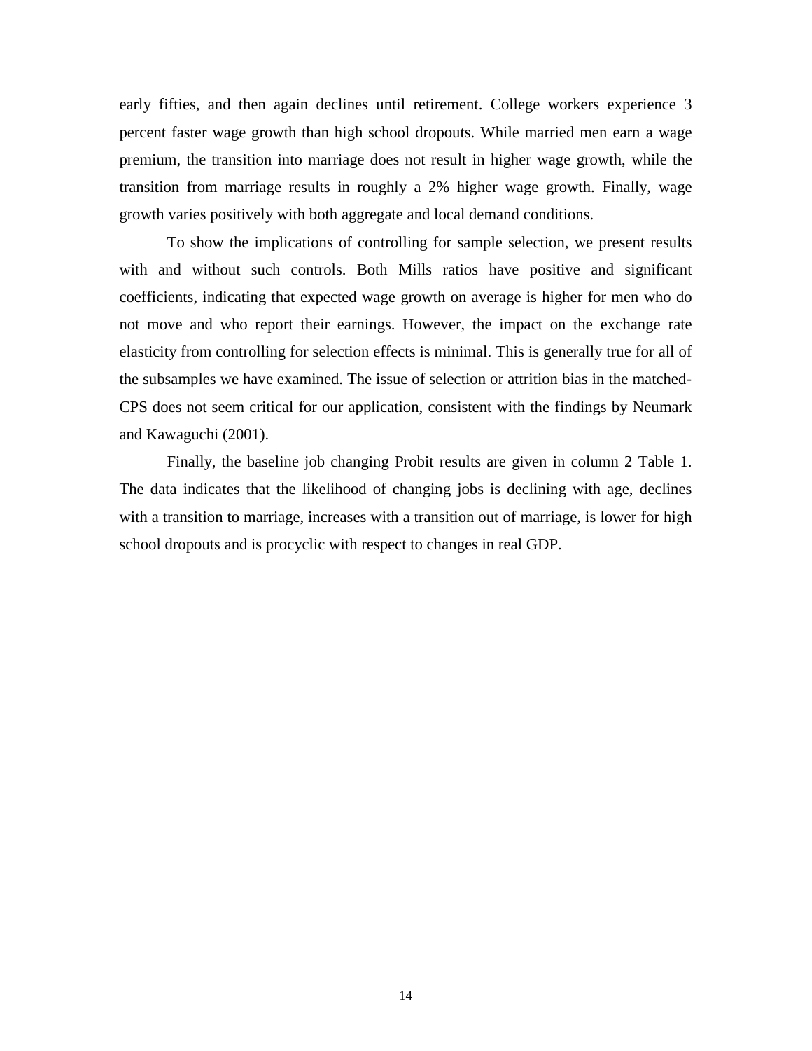early fifties, and then again declines until retirement. College workers experience 3 percent faster wage growth than high school dropouts. While married men earn a wage premium, the transition into marriage does not result in higher wage growth, while the transition from marriage results in roughly a 2% higher wage growth. Finally, wage growth varies positively with both aggregate and local demand conditions.

To show the implications of controlling for sample selection, we present results with and without such controls. Both Mills ratios have positive and significant coefficients, indicating that expected wage growth on average is higher for men who do not move and who report their earnings. However, the impact on the exchange rate elasticity from controlling for selection effects is minimal. This is generally true for all of the subsamples we have examined. The issue of selection or attrition bias in the matched-CPS does not seem critical for our application, consistent with the findings by Neumark and Kawaguchi (2001).

Finally, the baseline job changing Probit results are given in column 2 Table 1. The data indicates that the likelihood of changing jobs is declining with age, declines with a transition to marriage, increases with a transition out of marriage, is lower for high school dropouts and is procyclic with respect to changes in real GDP.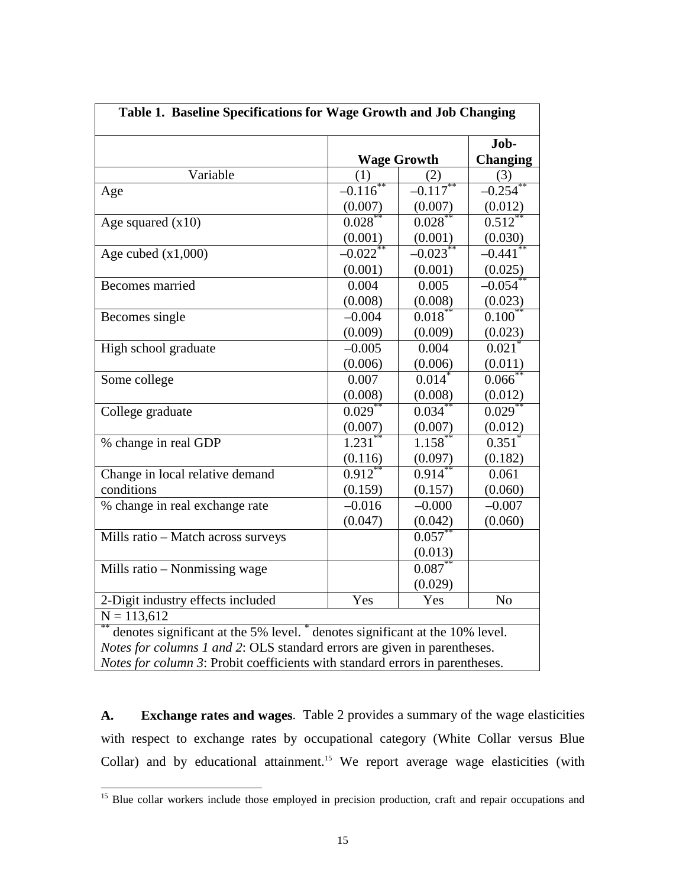**Table 1. Baseline Specifications for Wage Growth and Job Changing**

| | Wage Growth | | Job-Changing |
|---|---|---|---|
| Variable | (1) | (2) | (3) |
| Age | –0.116** | –0.117** | –0.254** |
| | (0.007) | (0.007) | (0.012) |
| Age squared (x10) | 0.028** | 0.028** | 0.512** |
| | (0.001) | (0.001) | (0.030) |
| Age cubed (x1,000) | –0.022** | –0.023** | –0.441** |
| | (0.001) | (0.001) | (0.025) |
| Becomes married | 0.004 | 0.005 | –0.054** |
| | (0.008) | (0.008) | (0.023) |
| Becomes single | –0.004 | 0.018** | 0.100** |
| | (0.009) | (0.009) | (0.023) |
| High school graduate | –0.005 | 0.004 | 0.021* |
| | (0.006) | (0.006) | (0.011) |
| Some college | 0.007 | 0.014* | 0.066** |
| | (0.008) | (0.008) | (0.012) |
| College graduate | 0.029** | 0.034** | 0.029** |
| | (0.007) | (0.007) | (0.012) |
| % change in real GDP | 1.231** | 1.158** | 0.351* |
| | (0.116) | (0.097) | (0.182) |
| Change in local relative demand conditions | 0.912** | 0.914** | 0.061 |
| | (0.159) | (0.157) | (0.060) |
| % change in real exchange rate | –0.016 | –0.000 | –0.007 |
| | (0.047) | (0.042) | (0.060) |
| Mills ratio – Match across surveys | | 0.057** | |
| | | (0.013) | |
| Mills ratio – Nonmissing wage | | 0.087** | |
| | | (0.029) | |
| 2-Digit industry effects included | Yes | Yes | No |
| N = 113,612 | | | |

** denotes significant at the 5% level. * denotes significant at the 10% level.
*Notes for columns 1 and 2*: OLS standard errors are given in parentheses.
*Notes for column 3*: Probit coefficients with standard errors in parentheses.

**A. Exchange rates and wages**. Table 2 provides a summary of the wage elasticities with respect to exchange rates by occupational category (White Collar versus Blue Collar) and by educational attainment.[15] We report average wage elasticities (with

[15] Blue collar workers include those employed in precision production, craft and repair occupations and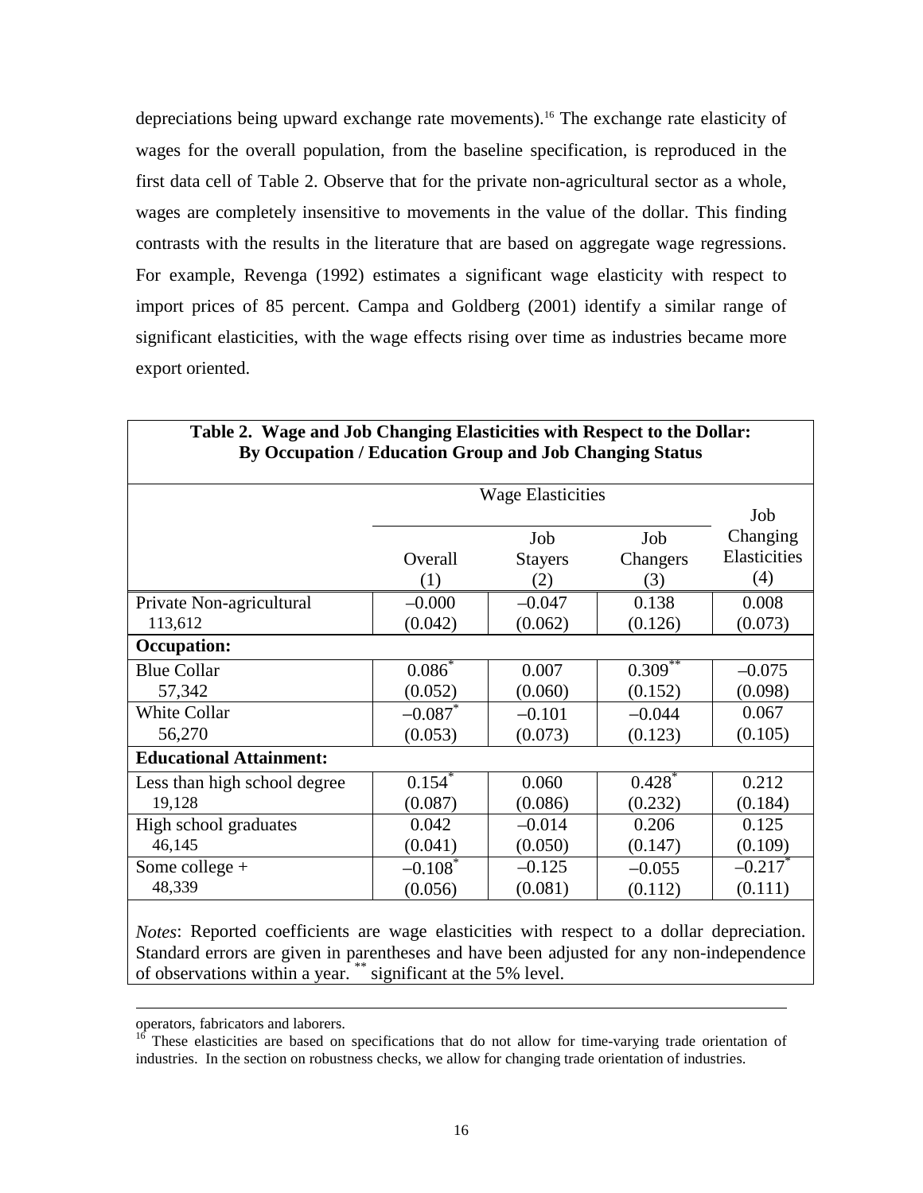depreciations being upward exchange rate movements).[16] The exchange rate elasticity of wages for the overall population, from the baseline specification, is reproduced in the first data cell of Table 2. Observe that for the private non-agricultural sector as a whole, wages are completely insensitive to movements in the value of the dollar. This finding contrasts with the results in the literature that are based on aggregate wage regressions. For example, Revenga (1992) estimates a significant wage elasticity with respect to import prices of 85 percent. Campa and Goldberg (2001) identify a similar range of significant elasticities, with the wage effects rising over time as industries became more export oriented.

**Table 2. Wage and Job Changing Elasticities with Respect to the Dollar: By Occupation / Education Group and Job Changing Status**

| | Wage Elasticities | | | Job Changing Elasticities |
|---|---|---|---|---|
| | Overall (1) | Job Stayers (2) | Job Changers (3) | (4) |
| Private Non-agricultural<br>113,612 | –0.000<br>(0.042) | –0.047<br>(0.062) | 0.138<br>(0.126) | 0.008<br>(0.073) |
| **Occupation:** | | | | |
| Blue Collar<br>57,342 | 0.086*<br>(0.052) | 0.007<br>(0.060) | 0.309**<br>(0.152) | –0.075<br>(0.098) |
| White Collar<br>56,270 | –0.087*<br>(0.053) | –0.101<br>(0.073) | –0.044<br>(0.123) | 0.067<br>(0.105) |
| **Educational Attainment:** | | | | |
| Less than high school degree<br>19,128 | 0.154*<br>(0.087) | 0.060<br>(0.086) | 0.428*<br>(0.232) | 0.212<br>(0.184) |
| High school graduates<br>46,145 | 0.042<br>(0.041) | –0.014<br>(0.050) | 0.206<br>(0.147) | 0.125<br>(0.109) |
| Some college +<br>48,339 | –0.108*<br>(0.056) | –0.125<br>(0.081) | –0.055<br>(0.112) | –0.217*<br>(0.111) |

*Notes*: Reported coefficients are wage elasticities with respect to a dollar depreciation. Standard errors are given in parentheses and have been adjusted for any non-independence of observations within a year. ** significant at the 5% level.

---

operators, fabricators and laborers.

[16] These elasticities are based on specifications that do not allow for time-varying trade orientation of industries. In the section on robustness checks, we allow for changing trade orientation of industries.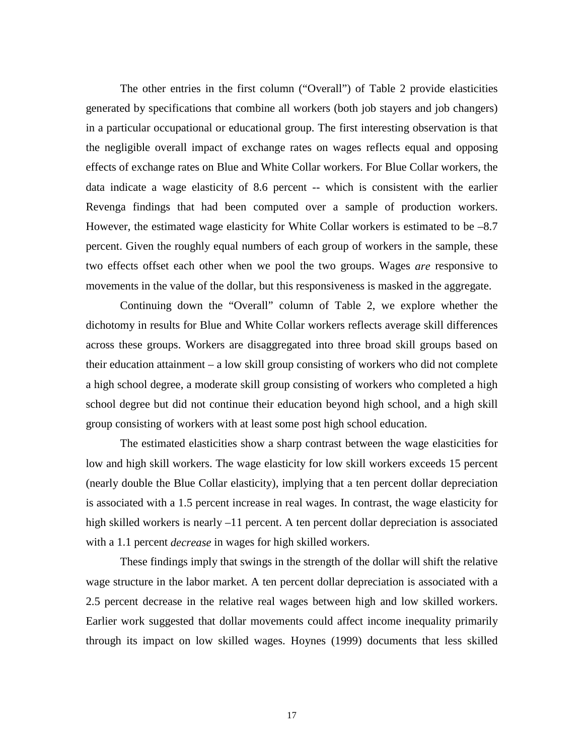The other entries in the first column ("Overall") of Table 2 provide elasticities generated by specifications that combine all workers (both job stayers and job changers) in a particular occupational or educational group. The first interesting observation is that the negligible overall impact of exchange rates on wages reflects equal and opposing effects of exchange rates on Blue and White Collar workers. For Blue Collar workers, the data indicate a wage elasticity of 8.6 percent -- which is consistent with the earlier Revenga findings that had been computed over a sample of production workers. However, the estimated wage elasticity for White Collar workers is estimated to be –8.7 percent. Given the roughly equal numbers of each group of workers in the sample, these two effects offset each other when we pool the two groups. Wages *are* responsive to movements in the value of the dollar, but this responsiveness is masked in the aggregate.

Continuing down the "Overall" column of Table 2, we explore whether the dichotomy in results for Blue and White Collar workers reflects average skill differences across these groups. Workers are disaggregated into three broad skill groups based on their education attainment – a low skill group consisting of workers who did not complete a high school degree, a moderate skill group consisting of workers who completed a high school degree but did not continue their education beyond high school, and a high skill group consisting of workers with at least some post high school education.

The estimated elasticities show a sharp contrast between the wage elasticities for low and high skill workers. The wage elasticity for low skill workers exceeds 15 percent (nearly double the Blue Collar elasticity), implying that a ten percent dollar depreciation is associated with a 1.5 percent increase in real wages. In contrast, the wage elasticity for high skilled workers is nearly –11 percent. A ten percent dollar depreciation is associated with a 1.1 percent *decrease* in wages for high skilled workers.

These findings imply that swings in the strength of the dollar will shift the relative wage structure in the labor market. A ten percent dollar depreciation is associated with a 2.5 percent decrease in the relative real wages between high and low skilled workers. Earlier work suggested that dollar movements could affect income inequality primarily through its impact on low skilled wages. Hoynes (1999) documents that less skilled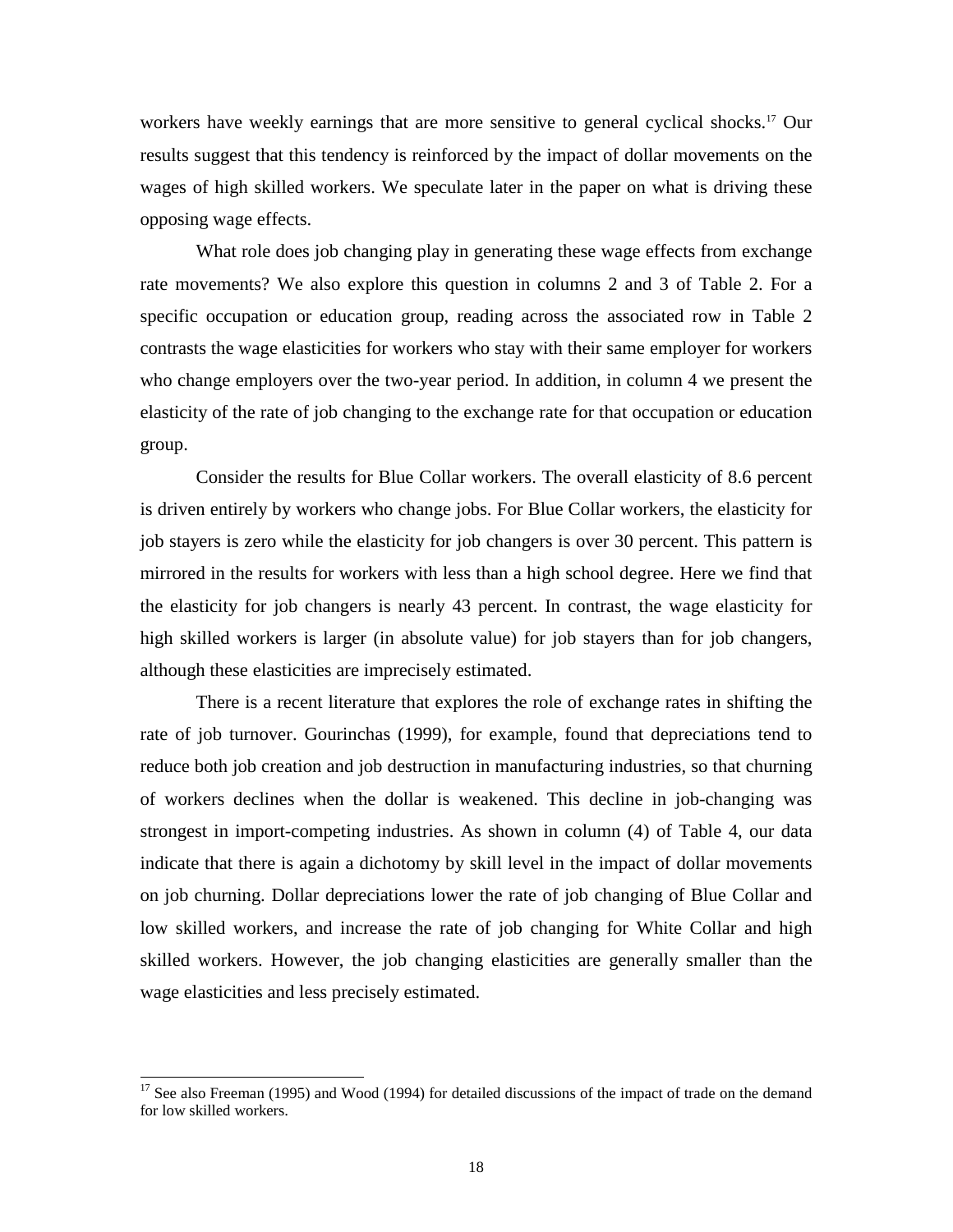workers have weekly earnings that are more sensitive to general cyclical shocks.[17] Our results suggest that this tendency is reinforced by the impact of dollar movements on the wages of high skilled workers. We speculate later in the paper on what is driving these opposing wage effects.

What role does job changing play in generating these wage effects from exchange rate movements? We also explore this question in columns 2 and 3 of Table 2. For a specific occupation or education group, reading across the associated row in Table 2 contrasts the wage elasticities for workers who stay with their same employer for workers who change employers over the two-year period. In addition, in column 4 we present the elasticity of the rate of job changing to the exchange rate for that occupation or education group.

Consider the results for Blue Collar workers. The overall elasticity of 8.6 percent is driven entirely by workers who change jobs. For Blue Collar workers, the elasticity for job stayers is zero while the elasticity for job changers is over 30 percent. This pattern is mirrored in the results for workers with less than a high school degree. Here we find that the elasticity for job changers is nearly 43 percent. In contrast, the wage elasticity for high skilled workers is larger (in absolute value) for job stayers than for job changers, although these elasticities are imprecisely estimated.

There is a recent literature that explores the role of exchange rates in shifting the rate of job turnover. Gourinchas (1999), for example, found that depreciations tend to reduce both job creation and job destruction in manufacturing industries, so that churning of workers declines when the dollar is weakened. This decline in job-changing was strongest in import-competing industries. As shown in column (4) of Table 4, our data indicate that there is again a dichotomy by skill level in the impact of dollar movements on job churning. Dollar depreciations lower the rate of job changing of Blue Collar and low skilled workers, and increase the rate of job changing for White Collar and high skilled workers. However, the job changing elasticities are generally smaller than the wage elasticities and less precisely estimated.

[17] See also Freeman (1995) and Wood (1994) for detailed discussions of the impact of trade on the demand for low skilled workers.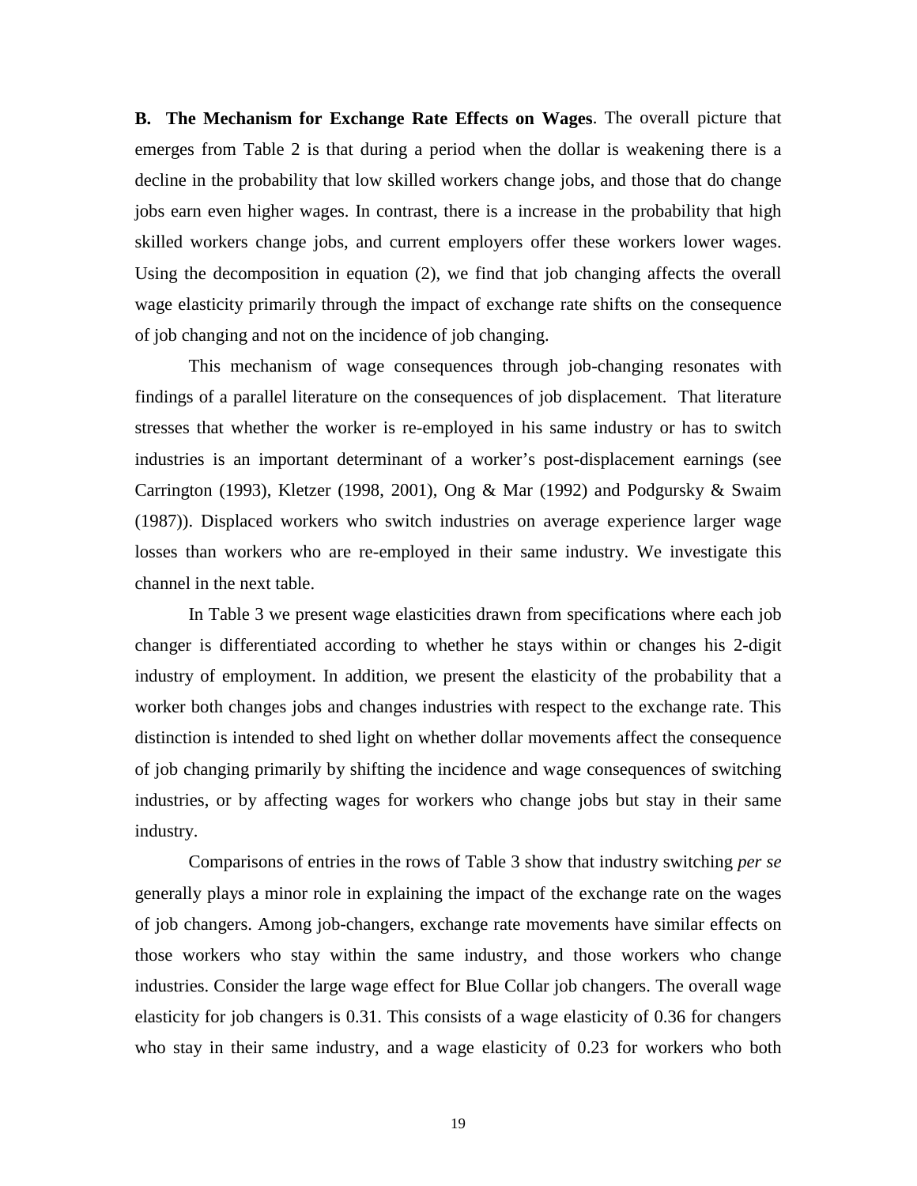**B. The Mechanism for Exchange Rate Effects on Wages**. The overall picture that emerges from Table 2 is that during a period when the dollar is weakening there is a decline in the probability that low skilled workers change jobs, and those that do change jobs earn even higher wages. In contrast, there is a increase in the probability that high skilled workers change jobs, and current employers offer these workers lower wages. Using the decomposition in equation (2), we find that job changing affects the overall wage elasticity primarily through the impact of exchange rate shifts on the consequence of job changing and not on the incidence of job changing.

This mechanism of wage consequences through job-changing resonates with findings of a parallel literature on the consequences of job displacement. That literature stresses that whether the worker is re-employed in his same industry or has to switch industries is an important determinant of a worker's post-displacement earnings (see Carrington (1993), Kletzer (1998, 2001), Ong & Mar (1992) and Podgursky & Swaim (1987)). Displaced workers who switch industries on average experience larger wage losses than workers who are re-employed in their same industry. We investigate this channel in the next table.

In Table 3 we present wage elasticities drawn from specifications where each job changer is differentiated according to whether he stays within or changes his 2-digit industry of employment. In addition, we present the elasticity of the probability that a worker both changes jobs and changes industries with respect to the exchange rate. This distinction is intended to shed light on whether dollar movements affect the consequence of job changing primarily by shifting the incidence and wage consequences of switching industries, or by affecting wages for workers who change jobs but stay in their same industry.

Comparisons of entries in the rows of Table 3 show that industry switching *per se* generally plays a minor role in explaining the impact of the exchange rate on the wages of job changers. Among job-changers, exchange rate movements have similar effects on those workers who stay within the same industry, and those workers who change industries. Consider the large wage effect for Blue Collar job changers. The overall wage elasticity for job changers is 0.31. This consists of a wage elasticity of 0.36 for changers who stay in their same industry, and a wage elasticity of 0.23 for workers who both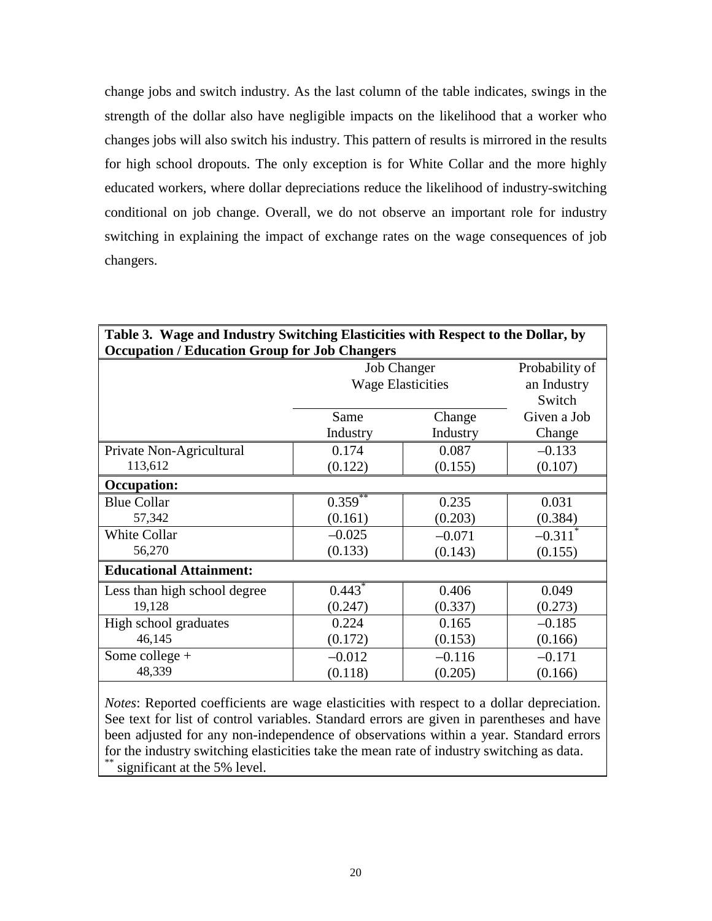change jobs and switch industry. As the last column of the table indicates, swings in the strength of the dollar also have negligible impacts on the likelihood that a worker who changes jobs will also switch his industry. This pattern of results is mirrored in the results for high school dropouts. The only exception is for White Collar and the more highly educated workers, where dollar depreciations reduce the likelihood of industry-switching conditional on job change. Overall, we do not observe an important role for industry switching in explaining the impact of exchange rates on the wage consequences of job changers.

**Table 3. Wage and Industry Switching Elasticities with Respect to the Dollar, by Occupation / Education Group for Job Changers**

| | Job Changer Wage Elasticities | | Probability of an Industry Switch Given a Job Change |
|---|---|---|---|
| | Same Industry | Change Industry | |
| Private Non-Agricultural<br>113,612 | 0.174<br>(0.122) | 0.087<br>(0.155) | –0.133<br>(0.107) |
| **Occupation:** | | | |
| Blue Collar<br>57,342 | 0.359**<br>(0.161) | 0.235<br>(0.203) | 0.031<br>(0.384) |
| White Collar<br>56,270 | –0.025<br>(0.133) | –0.071<br>(0.143) | –0.311*<br>(0.155) |
| **Educational Attainment:** | | | |
| Less than high school degree<br>19,128 | 0.443*<br>(0.247) | 0.406<br>(0.337) | 0.049<br>(0.273) |
| High school graduates<br>46,145 | 0.224<br>(0.172) | 0.165<br>(0.153) | –0.185<br>(0.166) |
| Some college +<br>48,339 | –0.012<br>(0.118) | –0.116<br>(0.205) | –0.171<br>(0.166) |

*Notes*: Reported coefficients are wage elasticities with respect to a dollar depreciation. See text for list of control variables. Standard errors are given in parentheses and have been adjusted for any non-independence of observations within a year. Standard errors for the industry switching elasticities take the mean rate of industry switching as data.
** significant at the 5% level.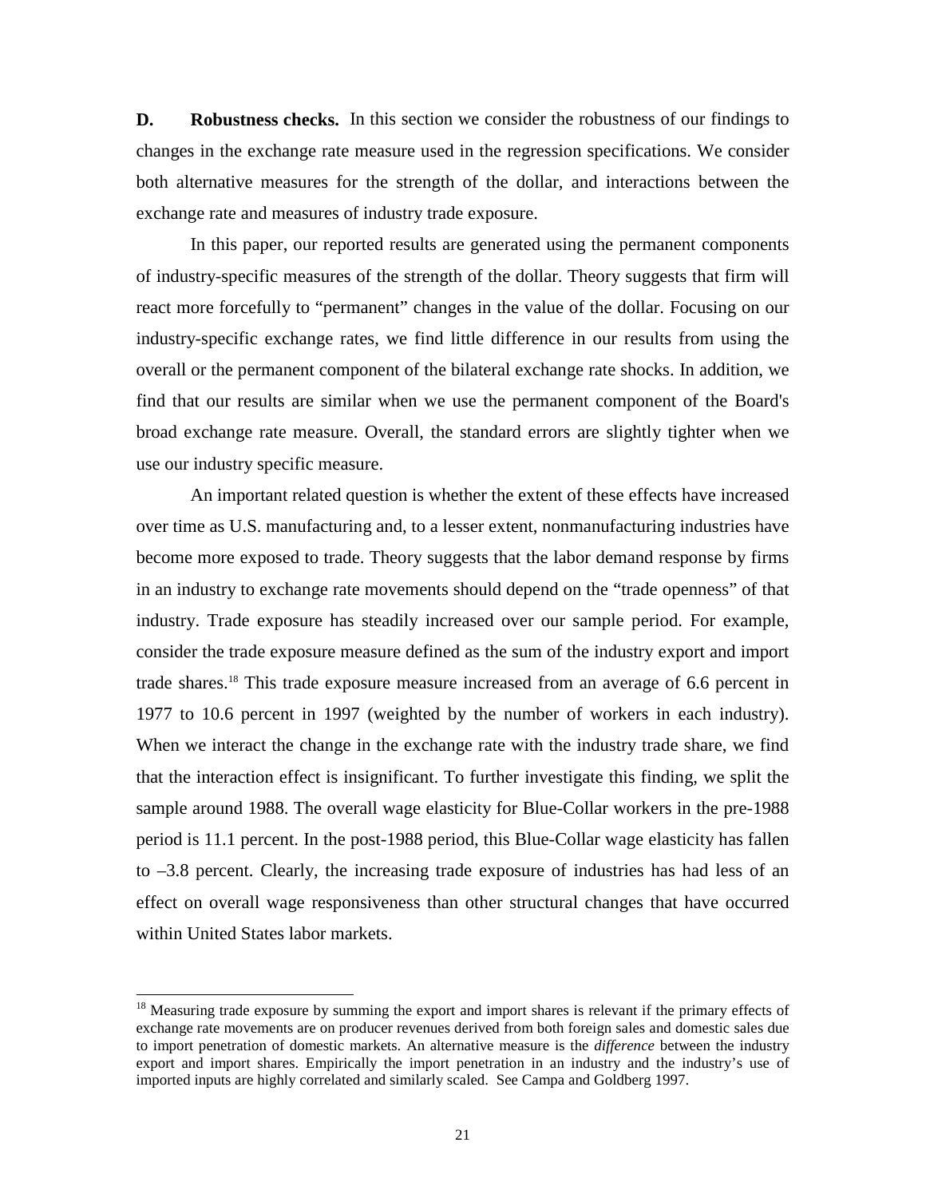**D. Robustness checks.** In this section we consider the robustness of our findings to changes in the exchange rate measure used in the regression specifications. We consider both alternative measures for the strength of the dollar, and interactions between the exchange rate and measures of industry trade exposure.

In this paper, our reported results are generated using the permanent components of industry-specific measures of the strength of the dollar. Theory suggests that firm will react more forcefully to "permanent" changes in the value of the dollar. Focusing on our industry-specific exchange rates, we find little difference in our results from using the overall or the permanent component of the bilateral exchange rate shocks. In addition, we find that our results are similar when we use the permanent component of the Board's broad exchange rate measure. Overall, the standard errors are slightly tighter when we use our industry specific measure.

An important related question is whether the extent of these effects have increased over time as U.S. manufacturing and, to a lesser extent, nonmanufacturing industries have become more exposed to trade. Theory suggests that the labor demand response by firms in an industry to exchange rate movements should depend on the "trade openness" of that industry. Trade exposure has steadily increased over our sample period. For example, consider the trade exposure measure defined as the sum of the industry export and import trade shares.[18] This trade exposure measure increased from an average of 6.6 percent in 1977 to 10.6 percent in 1997 (weighted by the number of workers in each industry). When we interact the change in the exchange rate with the industry trade share, we find that the interaction effect is insignificant. To further investigate this finding, we split the sample around 1988. The overall wage elasticity for Blue-Collar workers in the pre-1988 period is 11.1 percent. In the post-1988 period, this Blue-Collar wage elasticity has fallen to –3.8 percent. Clearly, the increasing trade exposure of industries has had less of an effect on overall wage responsiveness than other structural changes that have occurred within United States labor markets.

[18] Measuring trade exposure by summing the export and import shares is relevant if the primary effects of exchange rate movements are on producer revenues derived from both foreign sales and domestic sales due to import penetration of domestic markets. An alternative measure is the *difference* between the industry export and import shares. Empirically the import penetration in an industry and the industry's use of imported inputs are highly correlated and similarly scaled. See Campa and Goldberg 1997.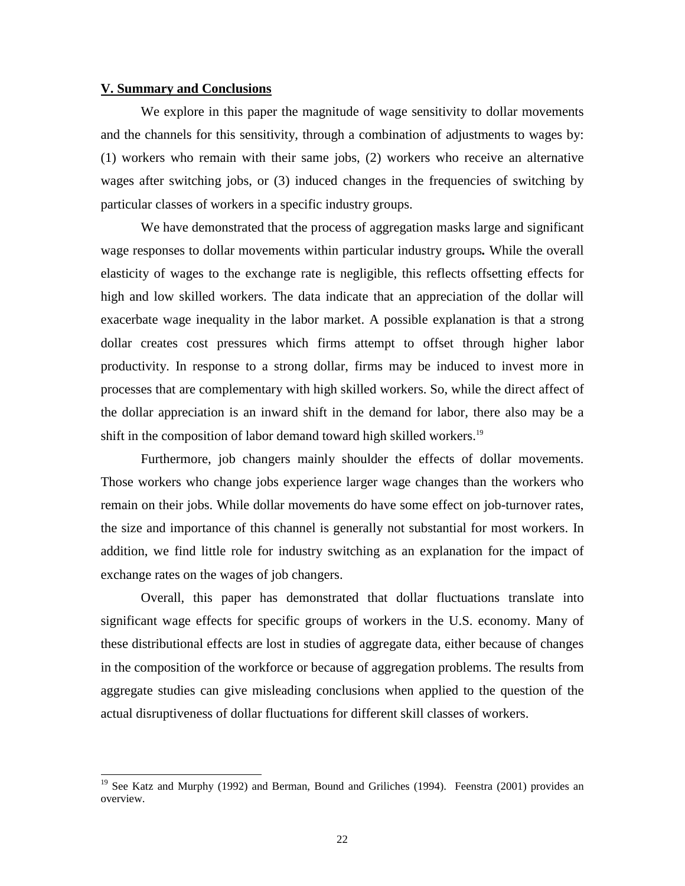**V. Summary and Conclusions**

We explore in this paper the magnitude of wage sensitivity to dollar movements and the channels for this sensitivity, through a combination of adjustments to wages by: (1) workers who remain with their same jobs, (2) workers who receive an alternative wages after switching jobs, or (3) induced changes in the frequencies of switching by particular classes of workers in a specific industry groups.

We have demonstrated that the process of aggregation masks large and significant wage responses to dollar movements within particular industry groups**.** While the overall elasticity of wages to the exchange rate is negligible, this reflects offsetting effects for high and low skilled workers. The data indicate that an appreciation of the dollar will exacerbate wage inequality in the labor market. A possible explanation is that a strong dollar creates cost pressures which firms attempt to offset through higher labor productivity. In response to a strong dollar, firms may be induced to invest more in processes that are complementary with high skilled workers. So, while the direct affect of the dollar appreciation is an inward shift in the demand for labor, there also may be a shift in the composition of labor demand toward high skilled workers.[19]

Furthermore, job changers mainly shoulder the effects of dollar movements. Those workers who change jobs experience larger wage changes than the workers who remain on their jobs. While dollar movements do have some effect on job-turnover rates, the size and importance of this channel is generally not substantial for most workers. In addition, we find little role for industry switching as an explanation for the impact of exchange rates on the wages of job changers.

Overall, this paper has demonstrated that dollar fluctuations translate into significant wage effects for specific groups of workers in the U.S. economy. Many of these distributional effects are lost in studies of aggregate data, either because of changes in the composition of the workforce or because of aggregation problems. The results from aggregate studies can give misleading conclusions when applied to the question of the actual disruptiveness of dollar fluctuations for different skill classes of workers.

---

[19] See Katz and Murphy (1992) and Berman, Bound and Griliches (1994). Feenstra (2001) provides an overview.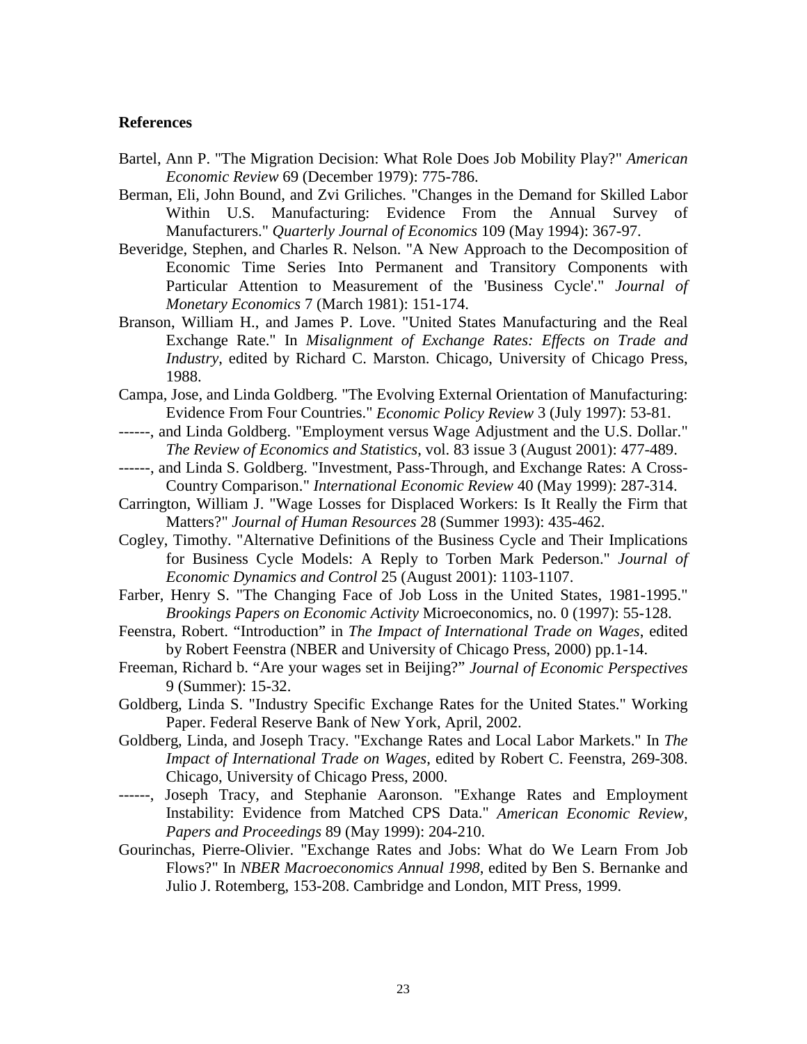**References**

Bartel, Ann P. "The Migration Decision: What Role Does Job Mobility Play?" *American Economic Review* 69 (December 1979): 775-786.

Berman, Eli, John Bound, and Zvi Griliches. "Changes in the Demand for Skilled Labor Within U.S. Manufacturing: Evidence From the Annual Survey of Manufacturers." *Quarterly Journal of Economics* 109 (May 1994): 367-97.

Beveridge, Stephen, and Charles R. Nelson. "A New Approach to the Decomposition of Economic Time Series Into Permanent and Transitory Components with Particular Attention to Measurement of the 'Business Cycle'." *Journal of Monetary Economics* 7 (March 1981): 151-174.

Branson, William H., and James P. Love. "United States Manufacturing and the Real Exchange Rate." In *Misalignment of Exchange Rates: Effects on Trade and Industry*, edited by Richard C. Marston. Chicago, University of Chicago Press, 1988.

Campa, Jose, and Linda Goldberg. "The Evolving External Orientation of Manufacturing: Evidence From Four Countries." *Economic Policy Review* 3 (July 1997): 53-81.

------, and Linda Goldberg. "Employment versus Wage Adjustment and the U.S. Dollar." *The Review of Economics and Statistics*, vol. 83 issue 3 (August 2001): 477-489.

------, and Linda S. Goldberg. "Investment, Pass-Through, and Exchange Rates: A Cross-Country Comparison." *International Economic Review* 40 (May 1999): 287-314.

Carrington, William J. "Wage Losses for Displaced Workers: Is It Really the Firm that Matters?" *Journal of Human Resources* 28 (Summer 1993): 435-462.

Cogley, Timothy. "Alternative Definitions of the Business Cycle and Their Implications for Business Cycle Models: A Reply to Torben Mark Pederson." *Journal of Economic Dynamics and Control* 25 (August 2001): 1103-1107.

Farber, Henry S. "The Changing Face of Job Loss in the United States, 1981-1995." *Brookings Papers on Economic Activity* Microeconomics, no. 0 (1997): 55-128.

Feenstra, Robert. "Introduction" in *The Impact of International Trade on Wages*, edited by Robert Feenstra (NBER and University of Chicago Press, 2000) pp.1-14.

Freeman, Richard b. "Are your wages set in Beijing?" *Journal of Economic Perspectives* 9 (Summer): 15-32.

Goldberg, Linda S. "Industry Specific Exchange Rates for the United States." Working Paper. Federal Reserve Bank of New York, April, 2002.

Goldberg, Linda, and Joseph Tracy. "Exchange Rates and Local Labor Markets." In *The Impact of International Trade on Wages*, edited by Robert C. Feenstra, 269-308. Chicago, University of Chicago Press, 2000.

------, Joseph Tracy, and Stephanie Aaronson. "Exhange Rates and Employment Instability: Evidence from Matched CPS Data." *American Economic Review, Papers and Proceedings* 89 (May 1999): 204-210.

Gourinchas, Pierre-Olivier. "Exchange Rates and Jobs: What do We Learn From Job Flows?" In *NBER Macroeconomics Annual 1998*, edited by Ben S. Bernanke and Julio J. Rotemberg, 153-208. Cambridge and London, MIT Press, 1999.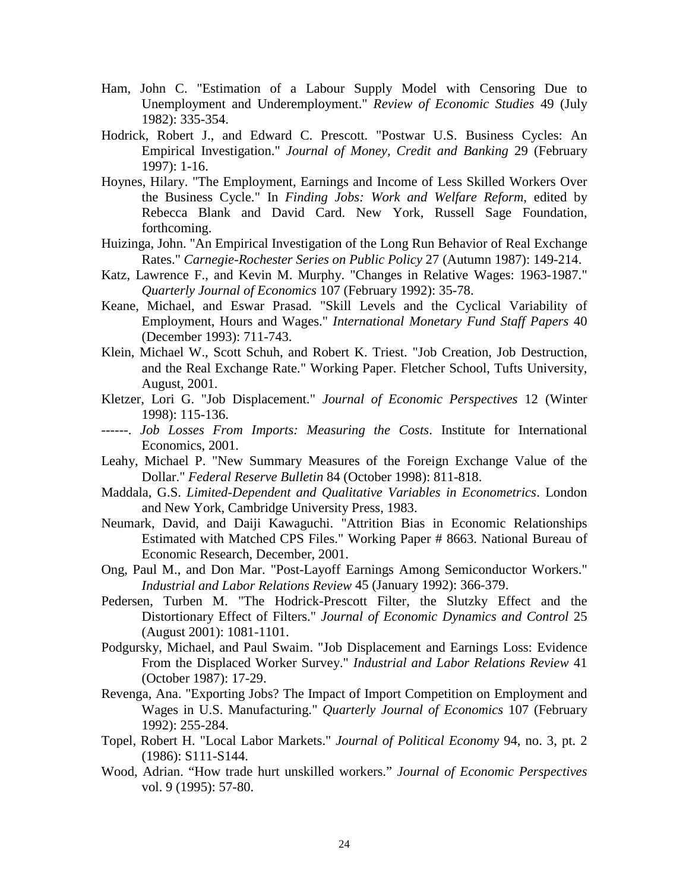Ham, John C. "Estimation of a Labour Supply Model with Censoring Due to Unemployment and Underemployment." *Review of Economic Studies* 49 (July 1982): 335-354.

Hodrick, Robert J., and Edward C. Prescott. "Postwar U.S. Business Cycles: An Empirical Investigation." *Journal of Money, Credit and Banking* 29 (February 1997): 1-16.

Hoynes, Hilary. "The Employment, Earnings and Income of Less Skilled Workers Over the Business Cycle." In *Finding Jobs: Work and Welfare Reform*, edited by Rebecca Blank and David Card. New York, Russell Sage Foundation, forthcoming.

Huizinga, John. "An Empirical Investigation of the Long Run Behavior of Real Exchange Rates." *Carnegie-Rochester Series on Public Policy* 27 (Autumn 1987): 149-214.

Katz, Lawrence F., and Kevin M. Murphy. "Changes in Relative Wages: 1963-1987." *Quarterly Journal of Economics* 107 (February 1992): 35-78.

Keane, Michael, and Eswar Prasad. "Skill Levels and the Cyclical Variability of Employment, Hours and Wages." *International Monetary Fund Staff Papers* 40 (December 1993): 711-743.

Klein, Michael W., Scott Schuh, and Robert K. Triest. "Job Creation, Job Destruction, and the Real Exchange Rate." Working Paper. Fletcher School, Tufts University, August, 2001.

Kletzer, Lori G. "Job Displacement." *Journal of Economic Perspectives* 12 (Winter 1998): 115-136.

------. *Job Losses From Imports: Measuring the Costs*. Institute for International Economics, 2001.

Leahy, Michael P. "New Summary Measures of the Foreign Exchange Value of the Dollar." *Federal Reserve Bulletin* 84 (October 1998): 811-818.

Maddala, G.S. *Limited-Dependent and Qualitative Variables in Econometrics*. London and New York, Cambridge University Press, 1983.

Neumark, David, and Daiji Kawaguchi. "Attrition Bias in Economic Relationships Estimated with Matched CPS Files." Working Paper # 8663. National Bureau of Economic Research, December, 2001.

Ong, Paul M., and Don Mar. "Post-Layoff Earnings Among Semiconductor Workers." *Industrial and Labor Relations Review* 45 (January 1992): 366-379.

Pedersen, Turben M. "The Hodrick-Prescott Filter, the Slutzky Effect and the Distortionary Effect of Filters." *Journal of Economic Dynamics and Control* 25 (August 2001): 1081-1101.

Podgursky, Michael, and Paul Swaim. "Job Displacement and Earnings Loss: Evidence From the Displaced Worker Survey." *Industrial and Labor Relations Review* 41 (October 1987): 17-29.

Revenga, Ana. "Exporting Jobs? The Impact of Import Competition on Employment and Wages in U.S. Manufacturing." *Quarterly Journal of Economics* 107 (February 1992): 255-284.

Topel, Robert H. "Local Labor Markets." *Journal of Political Economy* 94, no. 3, pt. 2 (1986): S111-S144.

Wood, Adrian. "How trade hurt unskilled workers." *Journal of Economic Perspectives* vol. 9 (1995): 57-80.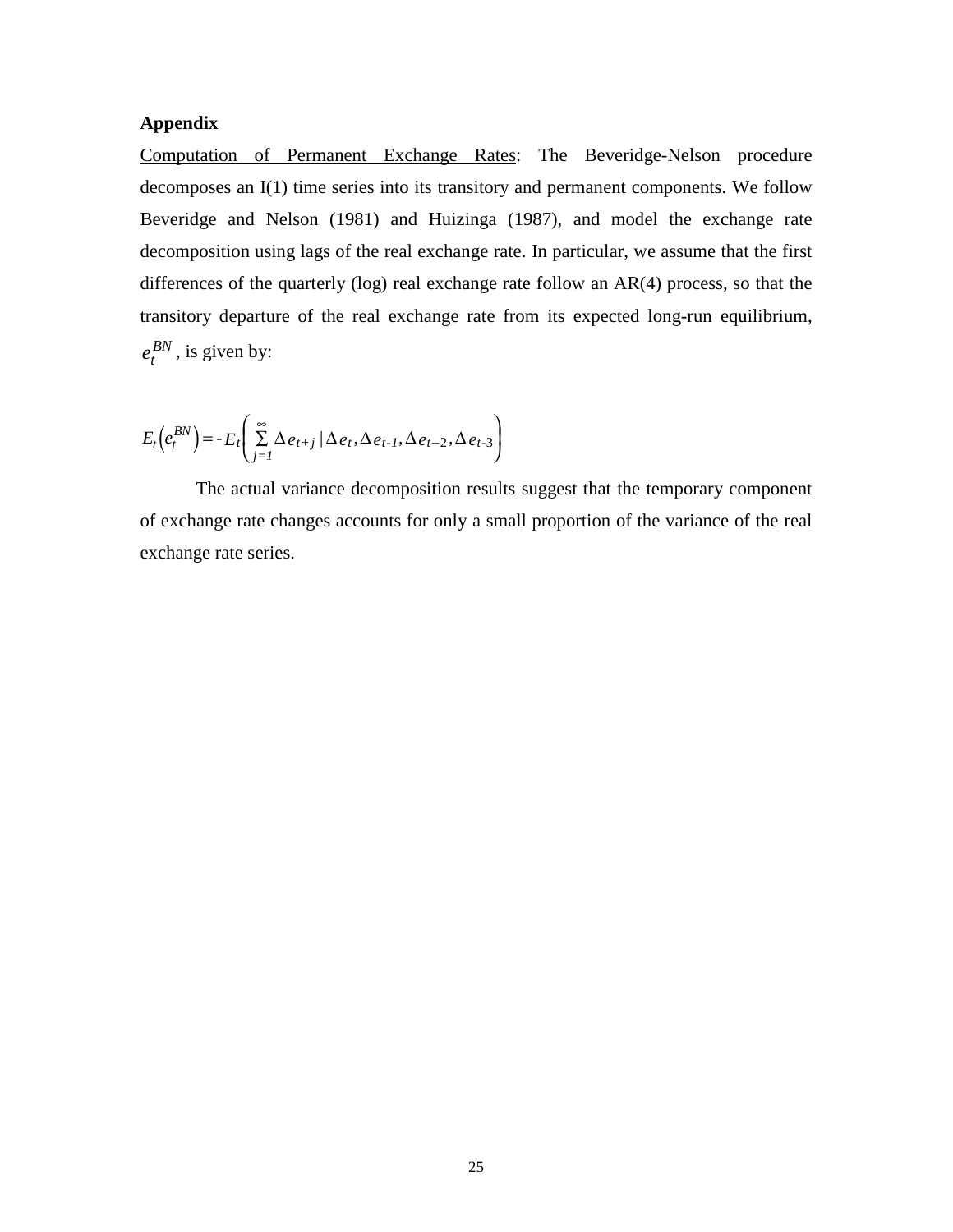**Appendix**

Computation of Permanent Exchange Rates: The Beveridge-Nelson procedure decomposes an I(1) time series into its transitory and permanent components. We follow Beveridge and Nelson (1981) and Huizinga (1987), and model the exchange rate decomposition using lags of the real exchange rate. In particular, we assume that the first differences of the quarterly (log) real exchange rate follow an AR(4) process, so that the transitory departure of the real exchange rate from its expected long-run equilibrium, $e_t^{BN}$, is given by:

$$E_t\left(e_t^{BN}\right) = -E_t\left(\sum_{j=1}^{\infty} \Delta e_{t+j} \mid \Delta e_t, \Delta e_{t-1}, \Delta e_{t-2}, \Delta e_{t-3}\right)$$

The actual variance decomposition results suggest that the temporary component of exchange rate changes accounts for only a small proportion of the variance of the real exchange rate series.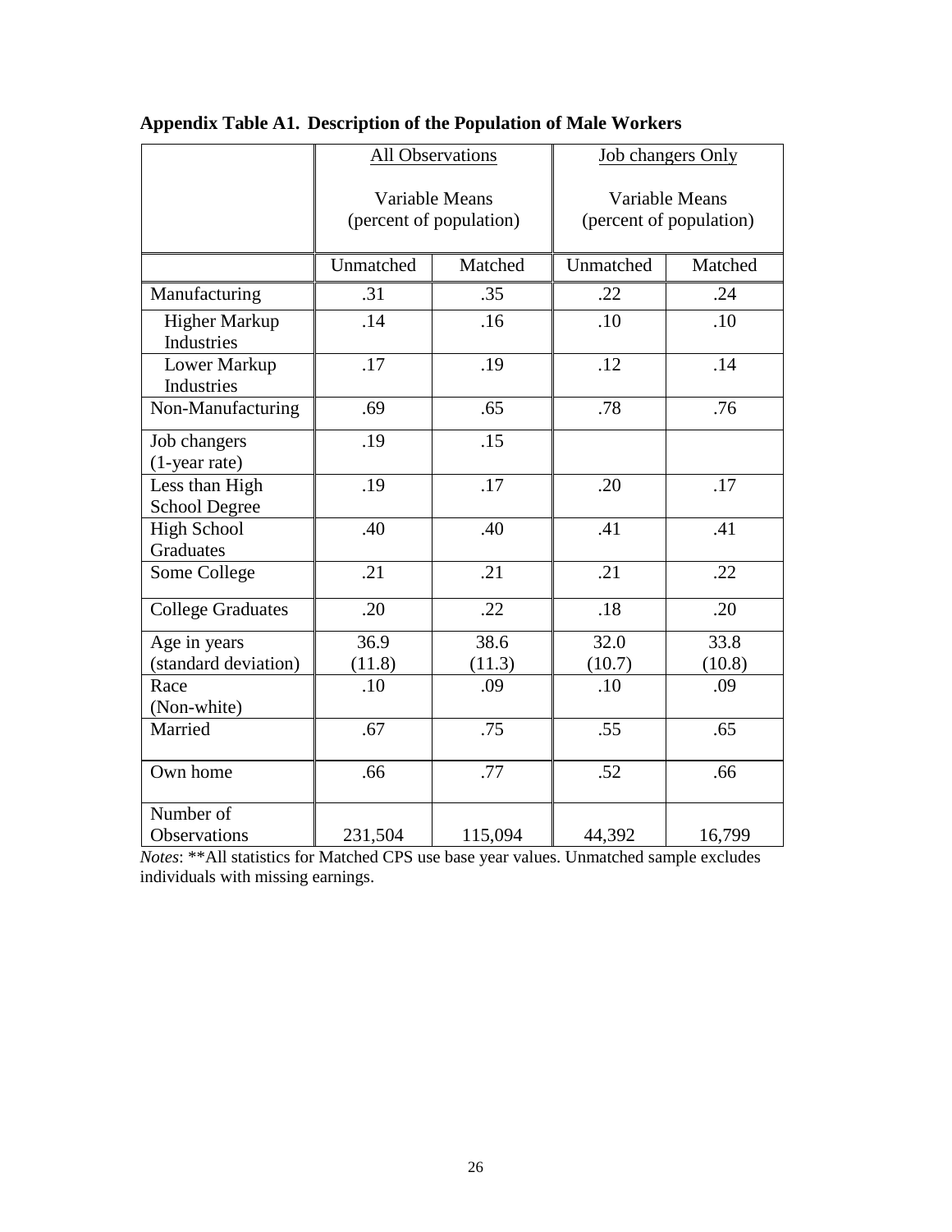**Appendix Table A1. Description of the Population of Male Workers**

| | All Observations<br>Variable Means<br>(percent of population) | | Job changers Only<br>Variable Means<br>(percent of population) | |
|---|---|---|---|---|
| | Unmatched | Matched | Unmatched | Matched |
| Manufacturing | .31 | .35 | .22 | .24 |
| Higher Markup Industries | .14 | .16 | .10 | .10 |
| Lower Markup Industries | .17 | .19 | .12 | .14 |
| Non-Manufacturing | .69 | .65 | .78 | .76 |
| Job changers (1-year rate) | .19 | .15 | | |
| Less than High School Degree | .19 | .17 | .20 | .17 |
| High School Graduates | .40 | .40 | .41 | .41 |
| Some College | .21 | .21 | .21 | .22 |
| College Graduates | .20 | .22 | .18 | .20 |
| Age in years (standard deviation) | 36.9 (11.8) | 38.6 (11.3) | 32.0 (10.7) | 33.8 (10.8) |
| Race (Non-white) | .10 | .09 | .10 | .09 |
| Married | .67 | .75 | .55 | .65 |
| Own home | .66 | .77 | .52 | .66 |
| Number of Observations | 231,504 | 115,094 | 44,392 | 16,799 |

*Notes*: **All statistics for Matched CPS use base year values. Unmatched sample excludes individuals with missing earnings.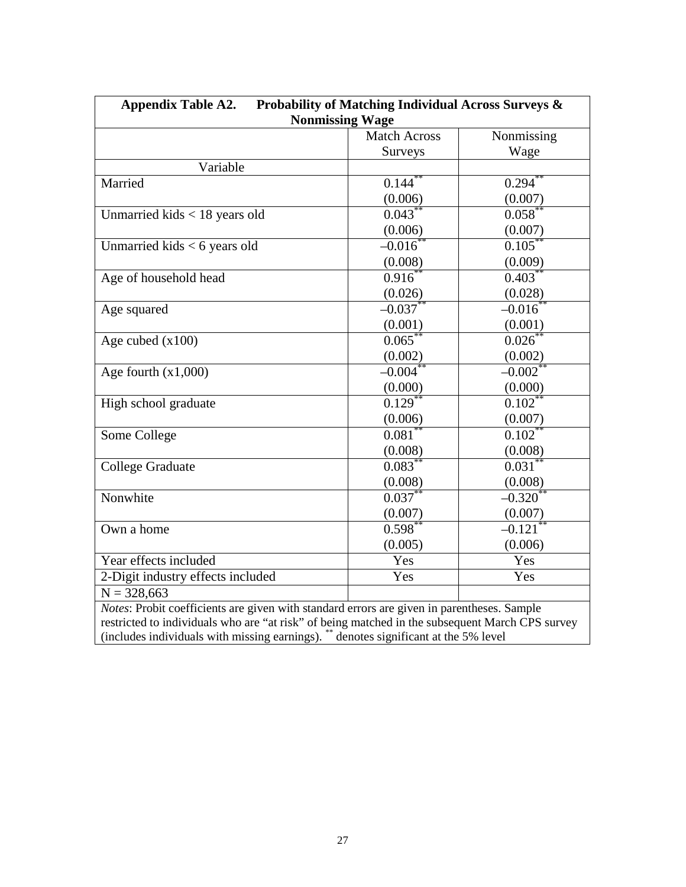**Appendix Table A2. Probability of Matching Individual Across Surveys & Nonmissing Wage**

| | Match Across Surveys | Nonmissing Wage |
|---|---|---|
| Variable | | |
| Married | 0.144** | 0.294** |
| | (0.006) | (0.007) |
| Unmarried kids < 18 years old | 0.043** | 0.058** |
| | (0.006) | (0.007) |
| Unmarried kids < 6 years old | –0.016** | 0.105** |
| | (0.008) | (0.009) |
| Age of household head | 0.916** | 0.403** |
| | (0.026) | (0.028) |
| Age squared | –0.037** | –0.016** |
| | (0.001) | (0.001) |
| Age cubed (x100) | 0.065** | 0.026** |
| | (0.002) | (0.002) |
| Age fourth (x1,000) | –0.004** | –0.002** |
| | (0.000) | (0.000) |
| High school graduate | 0.129** | 0.102** |
| | (0.006) | (0.007) |
| Some College | 0.081** | 0.102** |
| | (0.008) | (0.008) |
| College Graduate | 0.083** | 0.031** |
| | (0.008) | (0.008) |
| Nonwhite | 0.037** | –0.320** |
| | (0.007) | (0.007) |
| Own a home | 0.598** | –0.121** |
| | (0.005) | (0.006) |
| Year effects included | Yes | Yes |
| 2-Digit industry effects included | Yes | Yes |
| N = 328,663 | | |

*Notes*: Probit coefficients are given with standard errors are given in parentheses. Sample restricted to individuals who are "at risk" of being matched in the subsequent March CPS survey (includes individuals with missing earnings). ** denotes significant at the 5% level